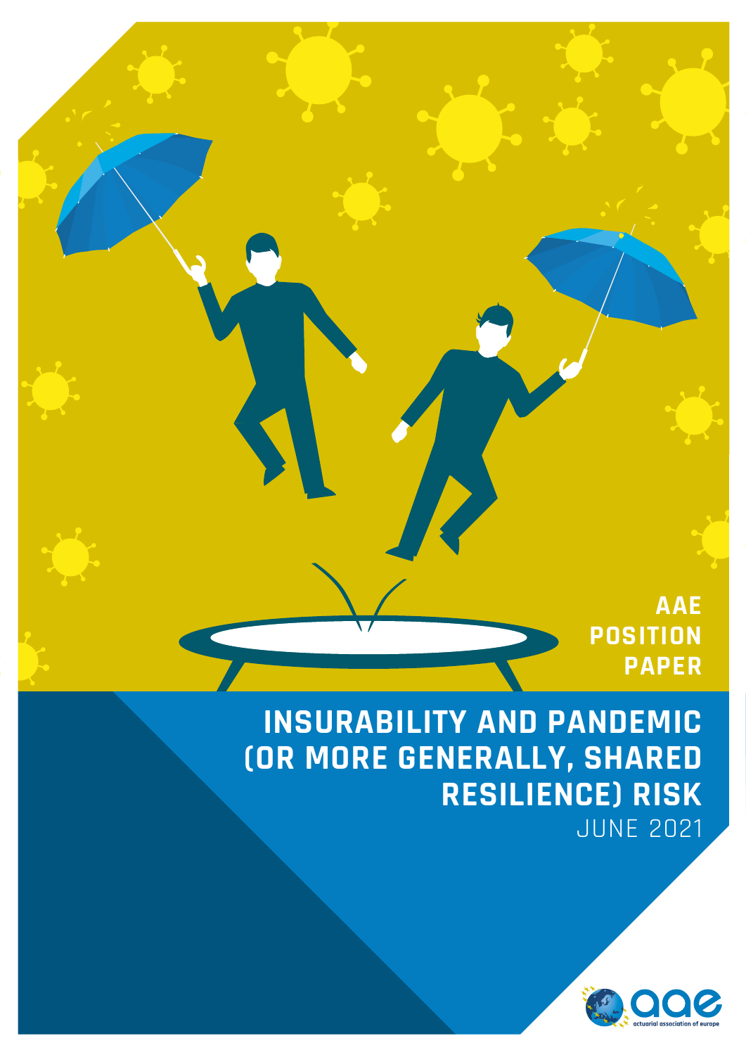AAE POSITION PAPER

# INSURABILITY AND PANDEMIC (OR MORE GENERALLY, SHARED RESILIENCE) RISK

JUNE 2021

actuarial association of europe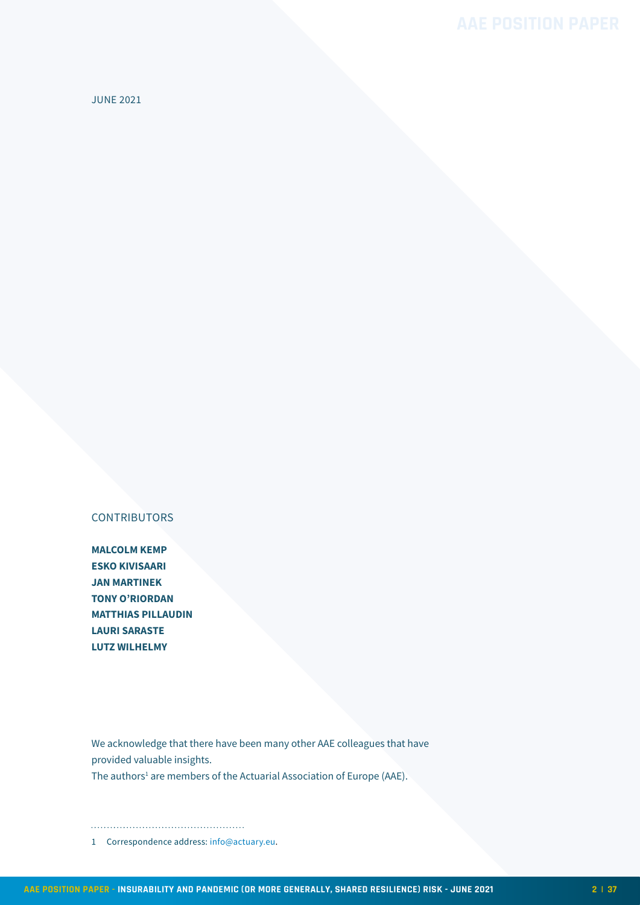JUNE 2021

CONTRIBUTORS

**MALCOLM KEMP**
**ESKO KIVISAARI**
**JAN MARTINEK**
**TONY O'RIORDAN**
**MATTHIAS PILLAUDIN**
**LAURI SARASTE**
**LUTZ WILHELMY**

We acknowledge that there have been many other AAE colleagues that have provided valuable insights.
The authors[1] are members of the Actuarial Association of Europe (AAE).

1 Correspondence address: info@actuary.eu.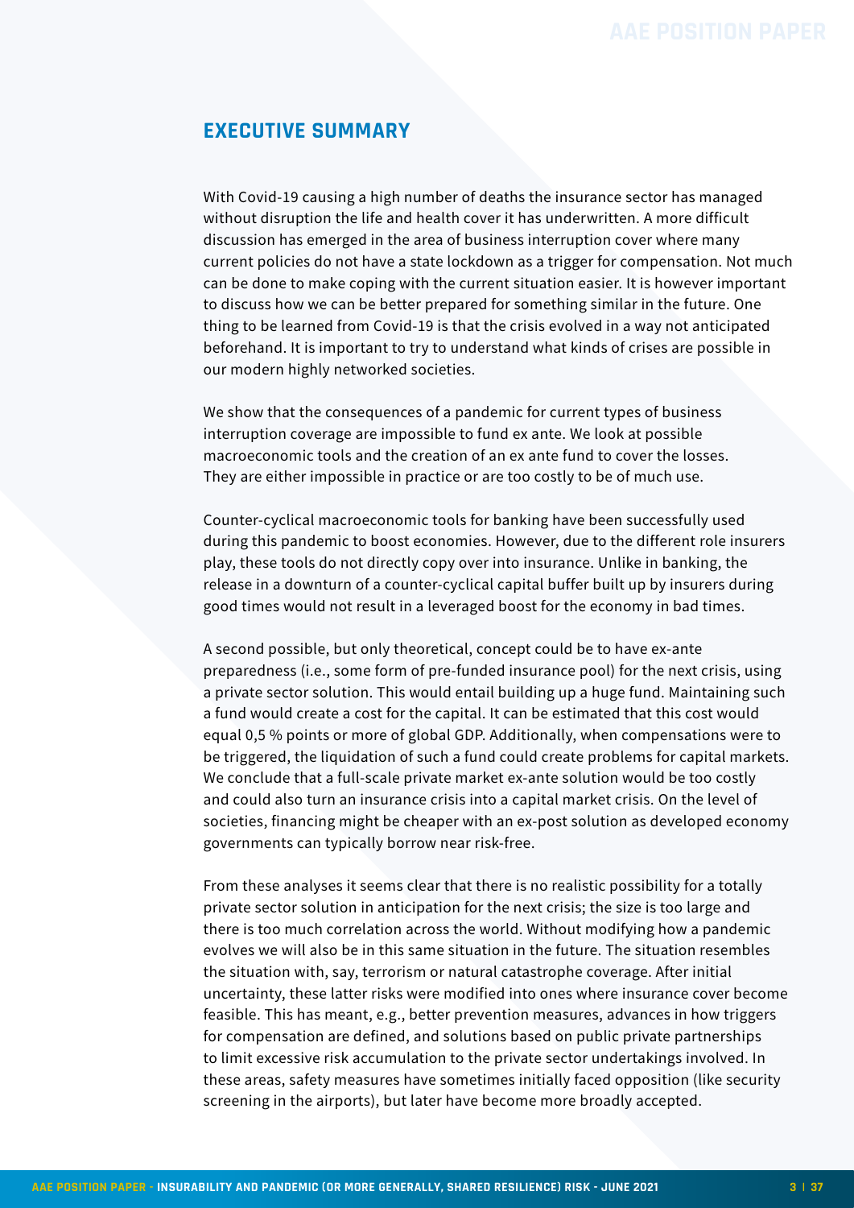## EXECUTIVE SUMMARY

With Covid-19 causing a high number of deaths the insurance sector has managed without disruption the life and health cover it has underwritten. A more difficult discussion has emerged in the area of business interruption cover where many current policies do not have a state lockdown as a trigger for compensation. Not much can be done to make coping with the current situation easier. It is however important to discuss how we can be better prepared for something similar in the future. One thing to be learned from Covid-19 is that the crisis evolved in a way not anticipated beforehand. It is important to try to understand what kinds of crises are possible in our modern highly networked societies.

We show that the consequences of a pandemic for current types of business interruption coverage are impossible to fund ex ante. We look at possible macroeconomic tools and the creation of an ex ante fund to cover the losses. They are either impossible in practice or are too costly to be of much use.

Counter-cyclical macroeconomic tools for banking have been successfully used during this pandemic to boost economies. However, due to the different role insurers play, these tools do not directly copy over into insurance. Unlike in banking, the release in a downturn of a counter-cyclical capital buffer built up by insurers during good times would not result in a leveraged boost for the economy in bad times.

A second possible, but only theoretical, concept could be to have ex-ante preparedness (i.e., some form of pre-funded insurance pool) for the next crisis, using a private sector solution. This would entail building up a huge fund. Maintaining such a fund would create a cost for the capital. It can be estimated that this cost would equal 0,5 % points or more of global GDP. Additionally, when compensations were to be triggered, the liquidation of such a fund could create problems for capital markets. We conclude that a full-scale private market ex-ante solution would be too costly and could also turn an insurance crisis into a capital market crisis. On the level of societies, financing might be cheaper with an ex-post solution as developed economy governments can typically borrow near risk-free.

From these analyses it seems clear that there is no realistic possibility for a totally private sector solution in anticipation for the next crisis; the size is too large and there is too much correlation across the world. Without modifying how a pandemic evolves we will also be in this same situation in the future. The situation resembles the situation with, say, terrorism or natural catastrophe coverage. After initial uncertainty, these latter risks were modified into ones where insurance cover become feasible. This has meant, e.g., better prevention measures, advances in how triggers for compensation are defined, and solutions based on public private partnerships to limit excessive risk accumulation to the private sector undertakings involved. In these areas, safety measures have sometimes initially faced opposition (like security screening in the airports), but later have become more broadly accepted.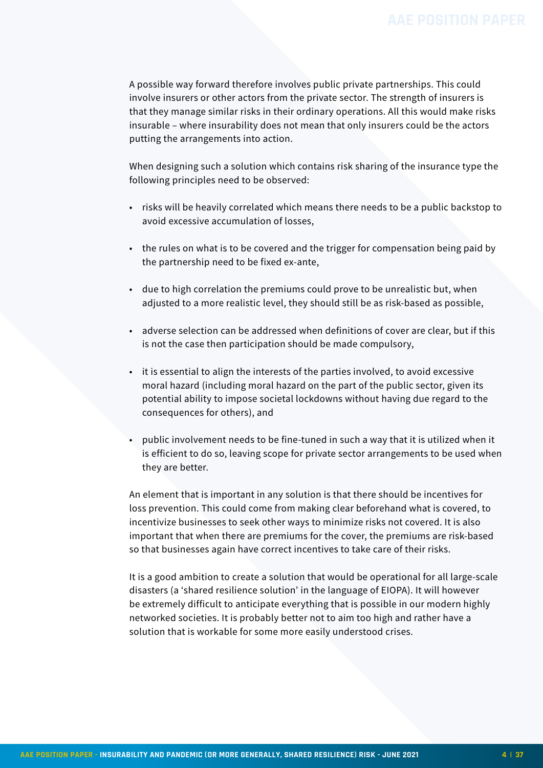A possible way forward therefore involves public private partnerships. This could involve insurers or other actors from the private sector. The strength of insurers is that they manage similar risks in their ordinary operations. All this would make risks insurable – where insurability does not mean that only insurers could be the actors putting the arrangements into action.

When designing such a solution which contains risk sharing of the insurance type the following principles need to be observed:

- risks will be heavily correlated which means there needs to be a public backstop to avoid excessive accumulation of losses,
- the rules on what is to be covered and the trigger for compensation being paid by the partnership need to be fixed ex-ante,
- due to high correlation the premiums could prove to be unrealistic but, when adjusted to a more realistic level, they should still be as risk-based as possible,
- adverse selection can be addressed when definitions of cover are clear, but if this is not the case then participation should be made compulsory,
- it is essential to align the interests of the parties involved, to avoid excessive moral hazard (including moral hazard on the part of the public sector, given its potential ability to impose societal lockdowns without having due regard to the consequences for others), and
- public involvement needs to be fine-tuned in such a way that it is utilized when it is efficient to do so, leaving scope for private sector arrangements to be used when they are better.

An element that is important in any solution is that there should be incentives for loss prevention. This could come from making clear beforehand what is covered, to incentivize businesses to seek other ways to minimize risks not covered. It is also important that when there are premiums for the cover, the premiums are risk-based so that businesses again have correct incentives to take care of their risks.

It is a good ambition to create a solution that would be operational for all large-scale disasters (a 'shared resilience solution' in the language of EIOPA). It will however be extremely difficult to anticipate everything that is possible in our modern highly networked societies. It is probably better not to aim too high and rather have a solution that is workable for some more easily understood crises.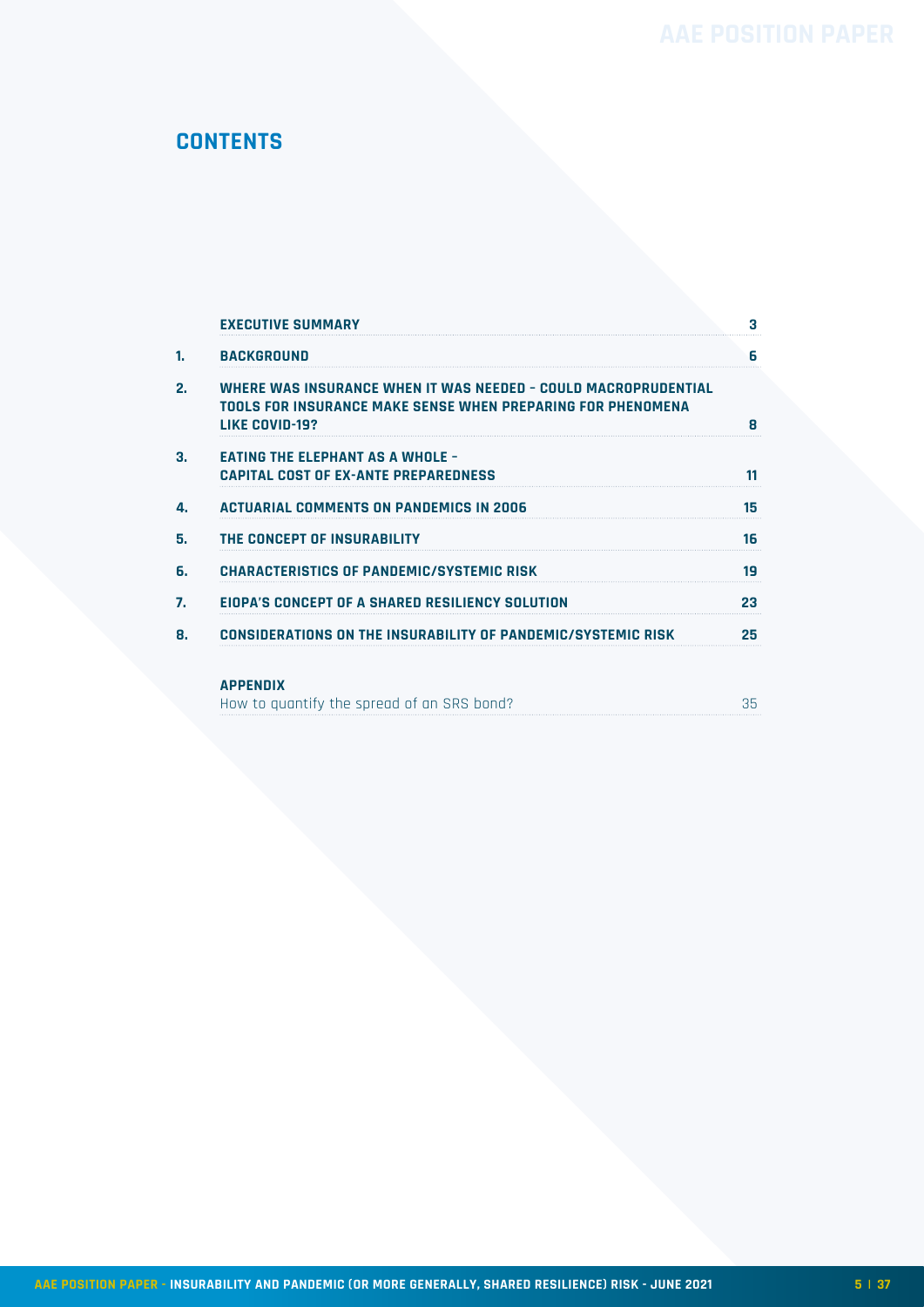## CONTENTS

| | | |
|---|---|---|
| | **EXECUTIVE SUMMARY** | **3** |
| **1.** | **BACKGROUND** | **6** |
| **2.** | **WHERE WAS INSURANCE WHEN IT WAS NEEDED – COULD MACROPRUDENTIAL TOOLS FOR INSURANCE MAKE SENSE WHEN PREPARING FOR PHENOMENA LIKE COVID-19?** | **8** |
| **3.** | **EATING THE ELEPHANT AS A WHOLE – CAPITAL COST OF EX-ANTE PREPAREDNESS** | **11** |
| **4.** | **ACTUARIAL COMMENTS ON PANDEMICS IN 2006** | **15** |
| **5.** | **THE CONCEPT OF INSURABILITY** | **16** |
| **6.** | **CHARACTERISTICS OF PANDEMIC/SYSTEMIC RISK** | **19** |
| **7.** | **EIOPA'S CONCEPT OF A SHARED RESILIENCY SOLUTION** | **23** |
| **8.** | **CONSIDERATIONS ON THE INSURABILITY OF PANDEMIC/SYSTEMIC RISK** | **25** |
| | **APPENDIX** | |
| | How to quantify the spread of an SRS bond? | 35 |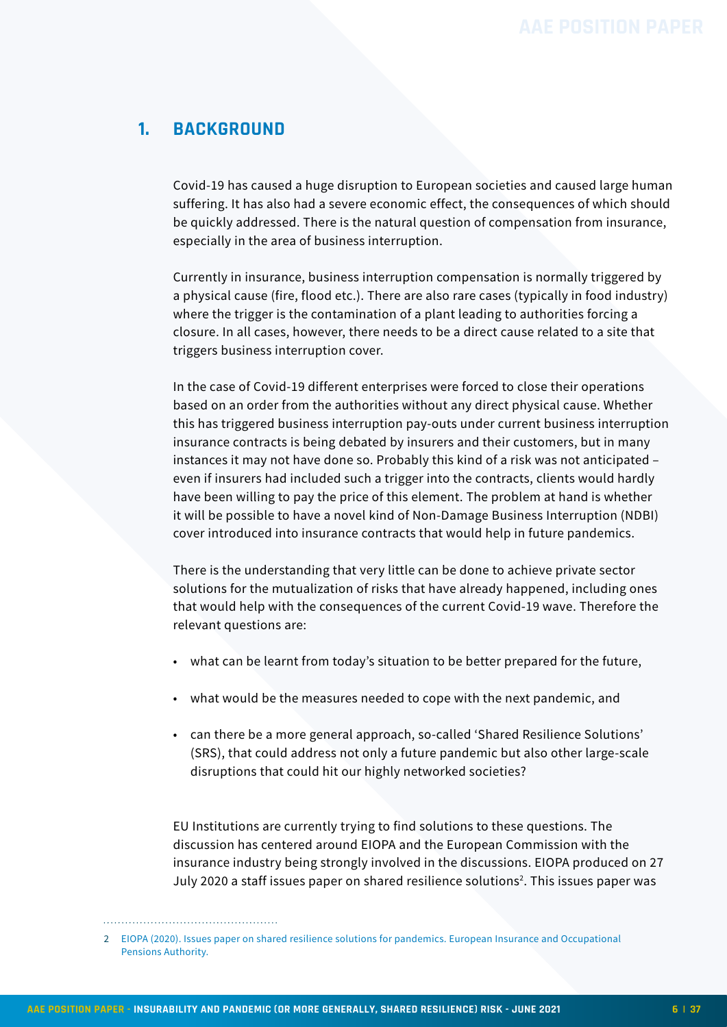## 1. BACKGROUND

Covid-19 has caused a huge disruption to European societies and caused large human suffering. It has also had a severe economic effect, the consequences of which should be quickly addressed. There is the natural question of compensation from insurance, especially in the area of business interruption.

Currently in insurance, business interruption compensation is normally triggered by a physical cause (fire, flood etc.). There are also rare cases (typically in food industry) where the trigger is the contamination of a plant leading to authorities forcing a closure. In all cases, however, there needs to be a direct cause related to a site that triggers business interruption cover.

In the case of Covid-19 different enterprises were forced to close their operations based on an order from the authorities without any direct physical cause. Whether this has triggered business interruption pay-outs under current business interruption insurance contracts is being debated by insurers and their customers, but in many instances it may not have done so. Probably this kind of a risk was not anticipated – even if insurers had included such a trigger into the contracts, clients would hardly have been willing to pay the price of this element. The problem at hand is whether it will be possible to have a novel kind of Non-Damage Business Interruption (NDBI) cover introduced into insurance contracts that would help in future pandemics.

There is the understanding that very little can be done to achieve private sector solutions for the mutualization of risks that have already happened, including ones that would help with the consequences of the current Covid-19 wave. Therefore the relevant questions are:

- what can be learnt from today's situation to be better prepared for the future,
- what would be the measures needed to cope with the next pandemic, and
- can there be a more general approach, so-called 'Shared Resilience Solutions' (SRS), that could address not only a future pandemic but also other large-scale disruptions that could hit our highly networked societies?

EU Institutions are currently trying to find solutions to these questions. The discussion has centered around EIOPA and the European Commission with the insurance industry being strongly involved in the discussions. EIOPA produced on 27 July 2020 a staff issues paper on shared resilience solutions[2]. This issues paper was

---

2 EIOPA (2020). Issues paper on shared resilience solutions for pandemics. European Insurance and Occupational Pensions Authority.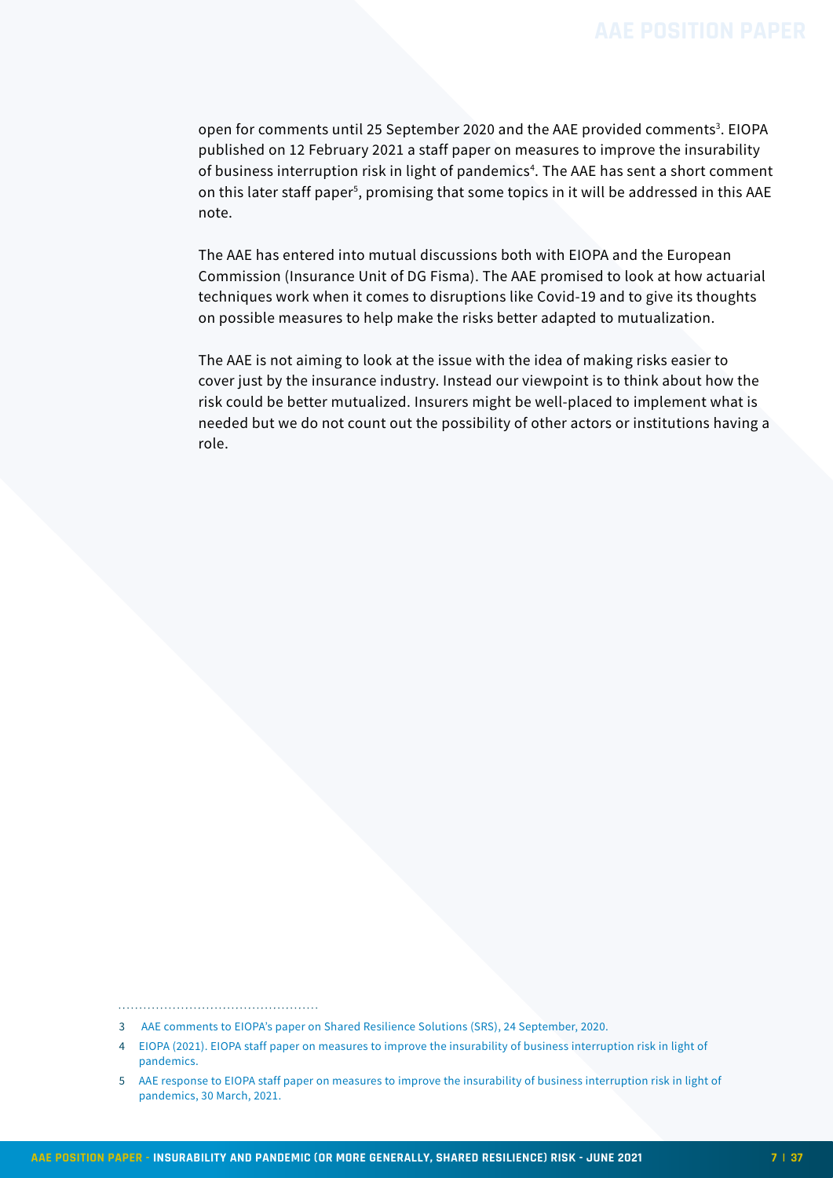open for comments until 25 September 2020 and the AAE provided comments[3]. EIOPA published on 12 February 2021 a staff paper on measures to improve the insurability of business interruption risk in light of pandemics[4]. The AAE has sent a short comment on this later staff paper[5], promising that some topics in it will be addressed in this AAE note.

The AAE has entered into mutual discussions both with EIOPA and the European Commission (Insurance Unit of DG Fisma). The AAE promised to look at how actuarial techniques work when it comes to disruptions like Covid-19 and to give its thoughts on possible measures to help make the risks better adapted to mutualization.

The AAE is not aiming to look at the issue with the idea of making risks easier to cover just by the insurance industry. Instead our viewpoint is to think about how the risk could be better mutualized. Insurers might be well-placed to implement what is needed but we do not count out the possibility of other actors or institutions having a role.

---

3 AAE comments to EIOPA's paper on Shared Resilience Solutions (SRS), 24 September, 2020.

4 EIOPA (2021). EIOPA staff paper on measures to improve the insurability of business interruption risk in light of pandemics.

5 AAE response to EIOPA staff paper on measures to improve the insurability of business interruption risk in light of pandemics, 30 March, 2021.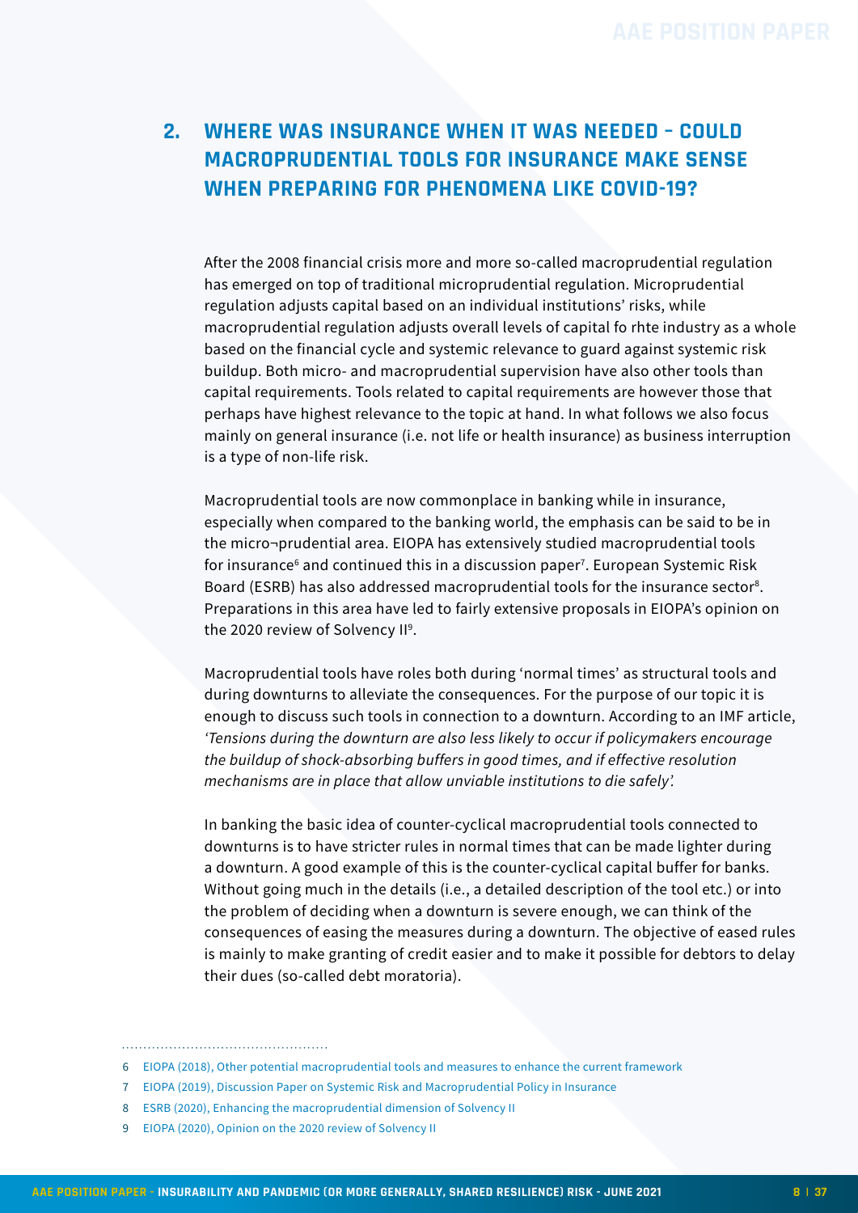## 2. WHERE WAS INSURANCE WHEN IT WAS NEEDED – COULD MACROPRUDENTIAL TOOLS FOR INSURANCE MAKE SENSE WHEN PREPARING FOR PHENOMENA LIKE COVID-19?

After the 2008 financial crisis more and more so-called macroprudential regulation has emerged on top of traditional microprudential regulation. Microprudential regulation adjusts capital based on an individual institutions' risks, while macroprudential regulation adjusts overall levels of capital fo rhte industry as a whole based on the financial cycle and systemic relevance to guard against systemic risk buildup. Both micro- and macroprudential supervision have also other tools than capital requirements. Tools related to capital requirements are however those that perhaps have highest relevance to the topic at hand. In what follows we also focus mainly on general insurance (i.e. not life or health insurance) as business interruption is a type of non-life risk.

Macroprudential tools are now commonplace in banking while in insurance, especially when compared to the banking world, the emphasis can be said to be in the micro¬prudential area. EIOPA has extensively studied macroprudential tools for insurance[6] and continued this in a discussion paper[7]. European Systemic Risk Board (ESRB) has also addressed macroprudential tools for the insurance sector[8]. Preparations in this area have led to fairly extensive proposals in EIOPA's opinion on the 2020 review of Solvency II[9].

Macroprudential tools have roles both during 'normal times' as structural tools and during downturns to alleviate the consequences. For the purpose of our topic it is enough to discuss such tools in connection to a downturn. According to an IMF article, *'Tensions during the downturn are also less likely to occur if policymakers encourage the buildup of shock-absorbing buffers in good times, and if effective resolution mechanisms are in place that allow unviable institutions to die safely'.*

In banking the basic idea of counter-cyclical macroprudential tools connected to downturns is to have stricter rules in normal times that can be made lighter during a downturn. A good example of this is the counter-cyclical capital buffer for banks. Without going much in the details (i.e., a detailed description of the tool etc.) or into the problem of deciding when a downturn is severe enough, we can think of the consequences of easing the measures during a downturn. The objective of eased rules is mainly to make granting of credit easier and to make it possible for debtors to delay their dues (so-called debt moratoria).

---

6 EIOPA (2018), Other potential macroprudential tools and measures to enhance the current framework

7 EIOPA (2019), Discussion Paper on Systemic Risk and Macroprudential Policy in Insurance

8 ESRB (2020), Enhancing the macroprudential dimension of Solvency II

9 EIOPA (2020), Opinion on the 2020 review of Solvency II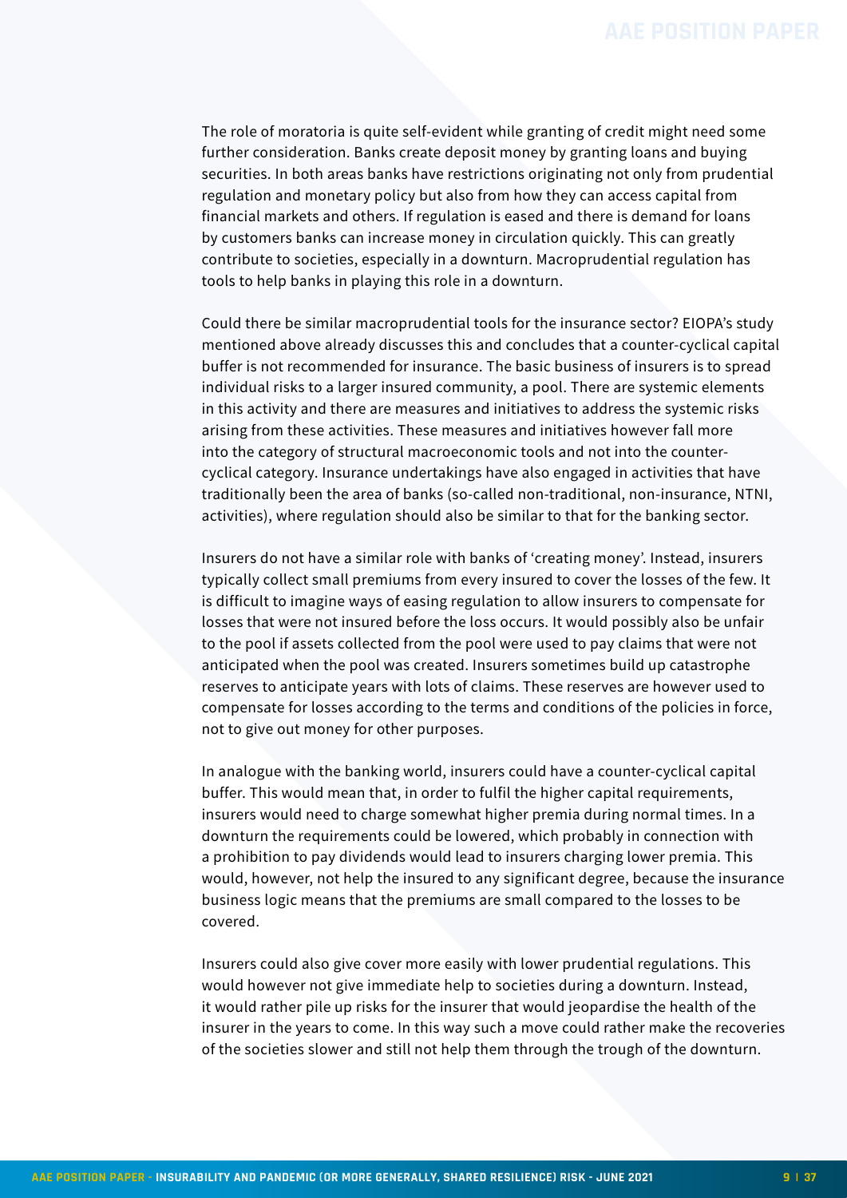The role of moratoria is quite self-evident while granting of credit might need some further consideration. Banks create deposit money by granting loans and buying securities. In both areas banks have restrictions originating not only from prudential regulation and monetary policy but also from how they can access capital from financial markets and others. If regulation is eased and there is demand for loans by customers banks can increase money in circulation quickly. This can greatly contribute to societies, especially in a downturn. Macroprudential regulation has tools to help banks in playing this role in a downturn.

Could there be similar macroprudential tools for the insurance sector? EIOPA's study mentioned above already discusses this and concludes that a counter-cyclical capital buffer is not recommended for insurance. The basic business of insurers is to spread individual risks to a larger insured community, a pool. There are systemic elements in this activity and there are measures and initiatives to address the systemic risks arising from these activities. These measures and initiatives however fall more into the category of structural macroeconomic tools and not into the counter-cyclical category. Insurance undertakings have also engaged in activities that have traditionally been the area of banks (so-called non-traditional, non-insurance, NTNI, activities), where regulation should also be similar to that for the banking sector.

Insurers do not have a similar role with banks of 'creating money'. Instead, insurers typically collect small premiums from every insured to cover the losses of the few. It is difficult to imagine ways of easing regulation to allow insurers to compensate for losses that were not insured before the loss occurs. It would possibly also be unfair to the pool if assets collected from the pool were used to pay claims that were not anticipated when the pool was created. Insurers sometimes build up catastrophe reserves to anticipate years with lots of claims. These reserves are however used to compensate for losses according to the terms and conditions of the policies in force, not to give out money for other purposes.

In analogue with the banking world, insurers could have a counter-cyclical capital buffer. This would mean that, in order to fulfil the higher capital requirements, insurers would need to charge somewhat higher premia during normal times. In a downturn the requirements could be lowered, which probably in connection with a prohibition to pay dividends would lead to insurers charging lower premia. This would, however, not help the insured to any significant degree, because the insurance business logic means that the premiums are small compared to the losses to be covered.

Insurers could also give cover more easily with lower prudential regulations. This would however not give immediate help to societies during a downturn. Instead, it would rather pile up risks for the insurer that would jeopardise the health of the insurer in the years to come. In this way such a move could rather make the recoveries of the societies slower and still not help them through the trough of the downturn.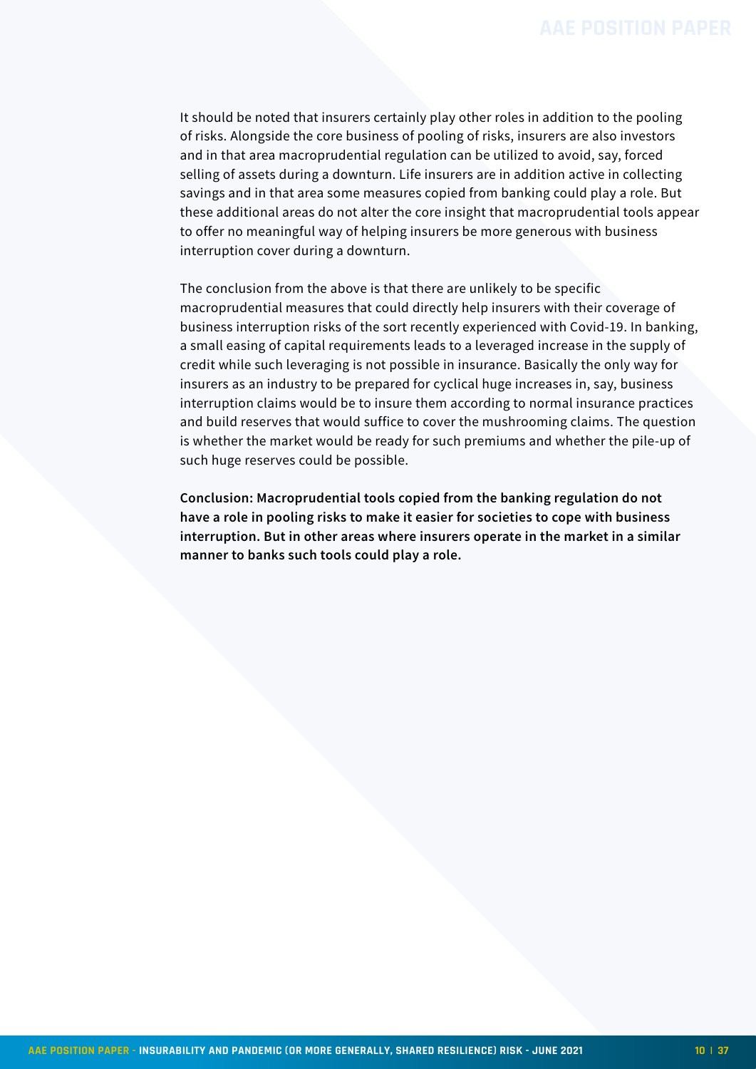It should be noted that insurers certainly play other roles in addition to the pooling of risks. Alongside the core business of pooling of risks, insurers are also investors and in that area macroprudential regulation can be utilized to avoid, say, forced selling of assets during a downturn. Life insurers are in addition active in collecting savings and in that area some measures copied from banking could play a role. But these additional areas do not alter the core insight that macroprudential tools appear to offer no meaningful way of helping insurers be more generous with business interruption cover during a downturn.

The conclusion from the above is that there are unlikely to be specific macroprudential measures that could directly help insurers with their coverage of business interruption risks of the sort recently experienced with Covid-19. In banking, a small easing of capital requirements leads to a leveraged increase in the supply of credit while such leveraging is not possible in insurance. Basically the only way for insurers as an industry to be prepared for cyclical huge increases in, say, business interruption claims would be to insure them according to normal insurance practices and build reserves that would suffice to cover the mushrooming claims. The question is whether the market would be ready for such premiums and whether the pile-up of such huge reserves could be possible.

**Conclusion: Macroprudential tools copied from the banking regulation do not have a role in pooling risks to make it easier for societies to cope with business interruption. But in other areas where insurers operate in the market in a similar manner to banks such tools could play a role.**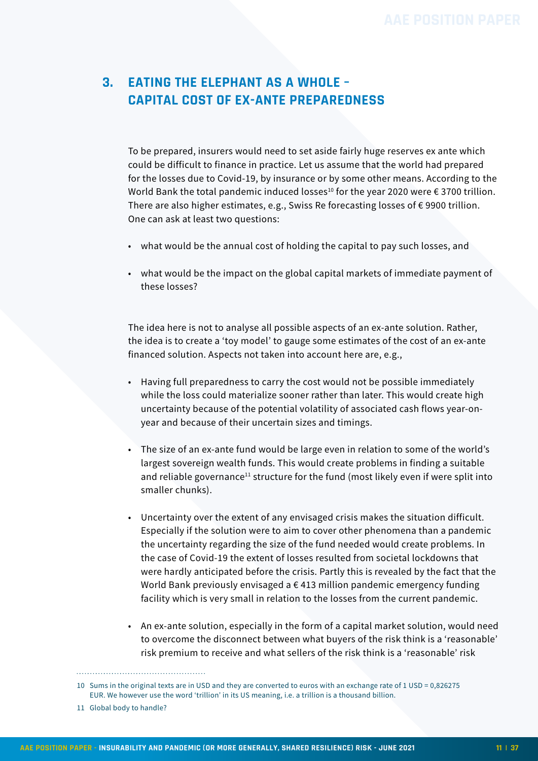## 3. EATING THE ELEPHANT AS A WHOLE – CAPITAL COST OF EX-ANTE PREPAREDNESS

To be prepared, insurers would need to set aside fairly huge reserves ex ante which could be difficult to finance in practice. Let us assume that the world had prepared for the losses due to Covid-19, by insurance or by some other means. According to the World Bank the total pandemic induced losses[10] for the year 2020 were € 3700 trillion. There are also higher estimates, e.g., Swiss Re forecasting losses of € 9900 trillion. One can ask at least two questions:

- what would be the annual cost of holding the capital to pay such losses, and
- what would be the impact on the global capital markets of immediate payment of these losses?

The idea here is not to analyse all possible aspects of an ex-ante solution. Rather, the idea is to create a 'toy model' to gauge some estimates of the cost of an ex-ante financed solution. Aspects not taken into account here are, e.g.,

- Having full preparedness to carry the cost would not be possible immediately while the loss could materialize sooner rather than later. This would create high uncertainty because of the potential volatility of associated cash flows year-on-year and because of their uncertain sizes and timings.
- The size of an ex-ante fund would be large even in relation to some of the world's largest sovereign wealth funds. This would create problems in finding a suitable and reliable governance[11] structure for the fund (most likely even if were split into smaller chunks).
- Uncertainty over the extent of any envisaged crisis makes the situation difficult. Especially if the solution were to aim to cover other phenomena than a pandemic the uncertainty regarding the size of the fund needed would create problems. In the case of Covid-19 the extent of losses resulted from societal lockdowns that were hardly anticipated before the crisis. Partly this is revealed by the fact that the World Bank previously envisaged a € 413 million pandemic emergency funding facility which is very small in relation to the losses from the current pandemic.
- An ex-ante solution, especially in the form of a capital market solution, would need to overcome the disconnect between what buyers of the risk think is a 'reasonable' risk premium to receive and what sellers of the risk think is a 'reasonable' risk

---

10 Sums in the original texts are in USD and they are converted to euros with an exchange rate of 1 USD = 0,826275 EUR. We however use the word 'trillion' in its US meaning, i.e. a trillion is a thousand billion.

11 Global body to handle?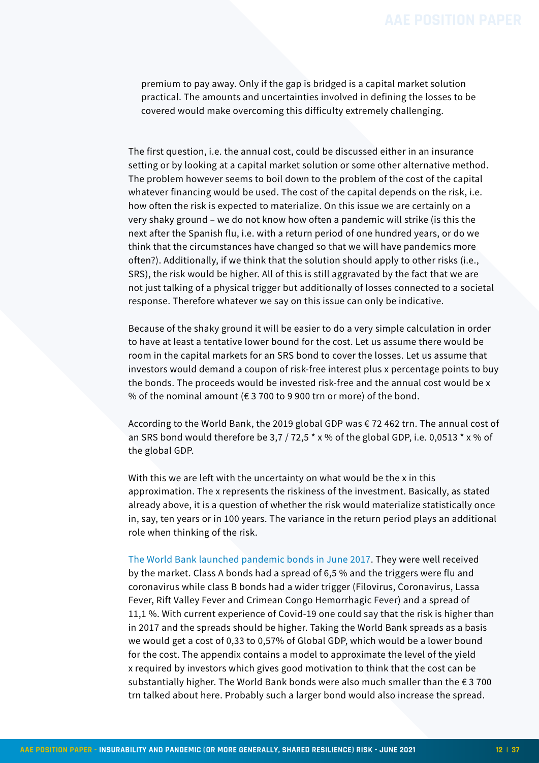premium to pay away. Only if the gap is bridged is a capital market solution practical. The amounts and uncertainties involved in defining the losses to be covered would make overcoming this difficulty extremely challenging.

The first question, i.e. the annual cost, could be discussed either in an insurance setting or by looking at a capital market solution or some other alternative method. The problem however seems to boil down to the problem of the cost of the capital whatever financing would be used. The cost of the capital depends on the risk, i.e. how often the risk is expected to materialize. On this issue we are certainly on a very shaky ground – we do not know how often a pandemic will strike (is this the next after the Spanish flu, i.e. with a return period of one hundred years, or do we think that the circumstances have changed so that we will have pandemics more often?). Additionally, if we think that the solution should apply to other risks (i.e., SRS), the risk would be higher. All of this is still aggravated by the fact that we are not just talking of a physical trigger but additionally of losses connected to a societal response. Therefore whatever we say on this issue can only be indicative.

Because of the shaky ground it will be easier to do a very simple calculation in order to have at least a tentative lower bound for the cost. Let us assume there would be room in the capital markets for an SRS bond to cover the losses. Let us assume that investors would demand a coupon of risk-free interest plus x percentage points to buy the bonds. The proceeds would be invested risk-free and the annual cost would be x % of the nominal amount (€ 3 700 to 9 900 trn or more) of the bond.

According to the World Bank, the 2019 global GDP was € 72 462 trn. The annual cost of an SRS bond would therefore be 3,7 / 72,5 * x % of the global GDP, i.e. 0,0513 * x % of the global GDP.

With this we are left with the uncertainty on what would be the x in this approximation. The x represents the riskiness of the investment. Basically, as stated already above, it is a question of whether the risk would materialize statistically once in, say, ten years or in 100 years. The variance in the return period plays an additional role when thinking of the risk.

The World Bank launched pandemic bonds in June 2017. They were well received by the market. Class A bonds had a spread of 6,5 % and the triggers were flu and coronavirus while class B bonds had a wider trigger (Filovirus, Coronavirus, Lassa Fever, Rift Valley Fever and Crimean Congo Hemorrhagic Fever) and a spread of 11,1 %. With current experience of Covid-19 one could say that the risk is higher than in 2017 and the spreads should be higher. Taking the World Bank spreads as a basis we would get a cost of 0,33 to 0,57% of Global GDP, which would be a lower bound for the cost. The appendix contains a model to approximate the level of the yield x required by investors which gives good motivation to think that the cost can be substantially higher. The World Bank bonds were also much smaller than the € 3 700 trn talked about here. Probably such a larger bond would also increase the spread.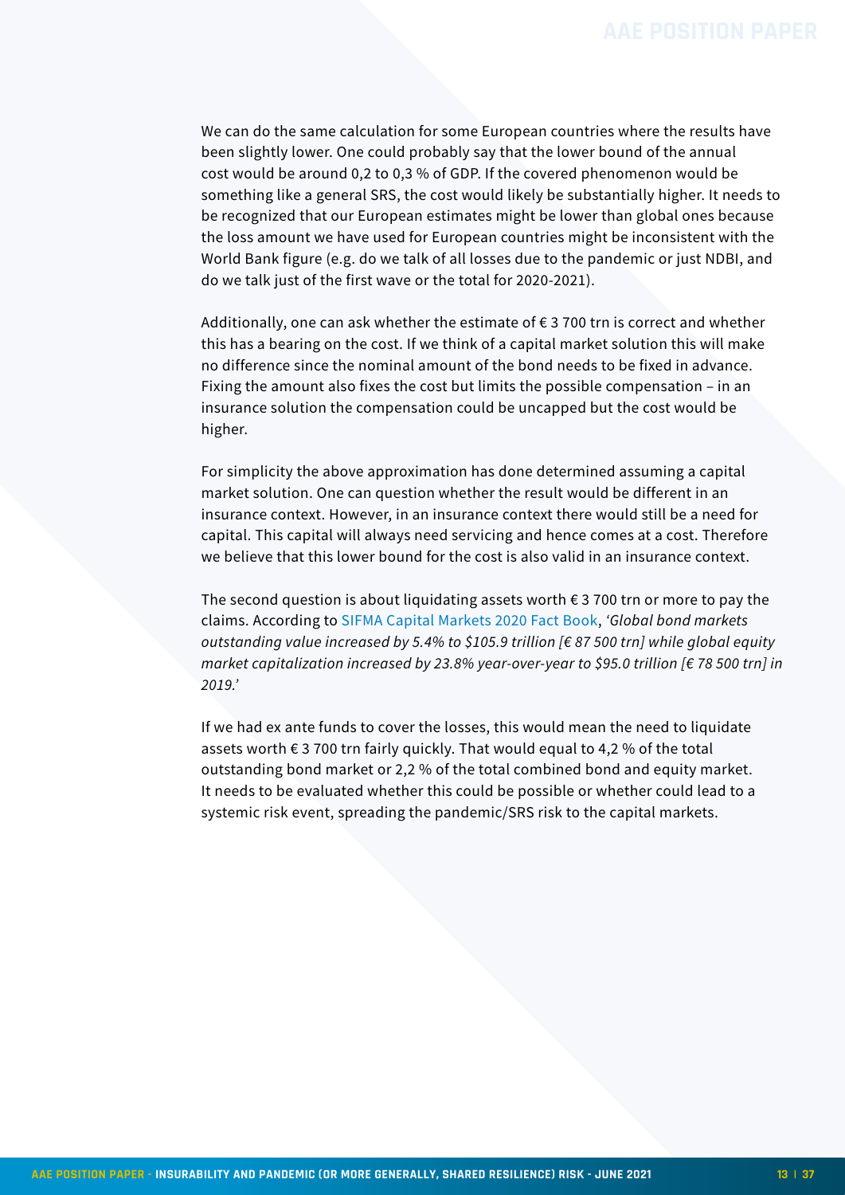We can do the same calculation for some European countries where the results have been slightly lower. One could probably say that the lower bound of the annual cost would be around 0,2 to 0,3 % of GDP. If the covered phenomenon would be something like a general SRS, the cost would likely be substantially higher. It needs to be recognized that our European estimates might be lower than global ones because the loss amount we have used for European countries might be inconsistent with the World Bank figure (e.g. do we talk of all losses due to the pandemic or just NDBI, and do we talk just of the first wave or the total for 2020-2021).

Additionally, one can ask whether the estimate of € 3 700 trn is correct and whether this has a bearing on the cost. If we think of a capital market solution this will make no difference since the nominal amount of the bond needs to be fixed in advance. Fixing the amount also fixes the cost but limits the possible compensation – in an insurance solution the compensation could be uncapped but the cost would be higher.

For simplicity the above approximation has done determined assuming a capital market solution. One can question whether the result would be different in an insurance context. However, in an insurance context there would still be a need for capital. This capital will always need servicing and hence comes at a cost. Therefore we believe that this lower bound for the cost is also valid in an insurance context.

The second question is about liquidating assets worth € 3 700 trn or more to pay the claims. According to SIFMA Capital Markets 2020 Fact Book, *'Global bond markets outstanding value increased by 5.4% to $105.9 trillion [€ 87 500 trn] while global equity market capitalization increased by 23.8% year-over-year to $95.0 trillion [€ 78 500 trn] in 2019.'*

If we had ex ante funds to cover the losses, this would mean the need to liquidate assets worth € 3 700 trn fairly quickly. That would equal to 4,2 % of the total outstanding bond market or 2,2 % of the total combined bond and equity market. It needs to be evaluated whether this could be possible or whether could lead to a systemic risk event, spreading the pandemic/SRS risk to the capital markets.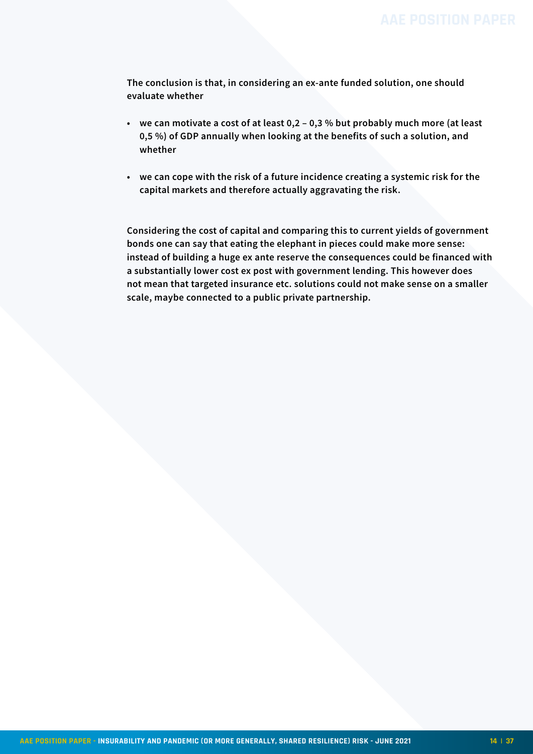**The conclusion is that, in considering an ex-ante funded solution, one should evaluate whether**

- **we can motivate a cost of at least 0,2 – 0,3 % but probably much more (at least 0,5 %) of GDP annually when looking at the benefits of such a solution, and whether**

- **we can cope with the risk of a future incidence creating a systemic risk for the capital markets and therefore actually aggravating the risk.**

**Considering the cost of capital and comparing this to current yields of government bonds one can say that eating the elephant in pieces could make more sense: instead of building a huge ex ante reserve the consequences could be financed with a substantially lower cost ex post with government lending. This however does not mean that targeted insurance etc. solutions could not make sense on a smaller scale, maybe connected to a public private partnership.**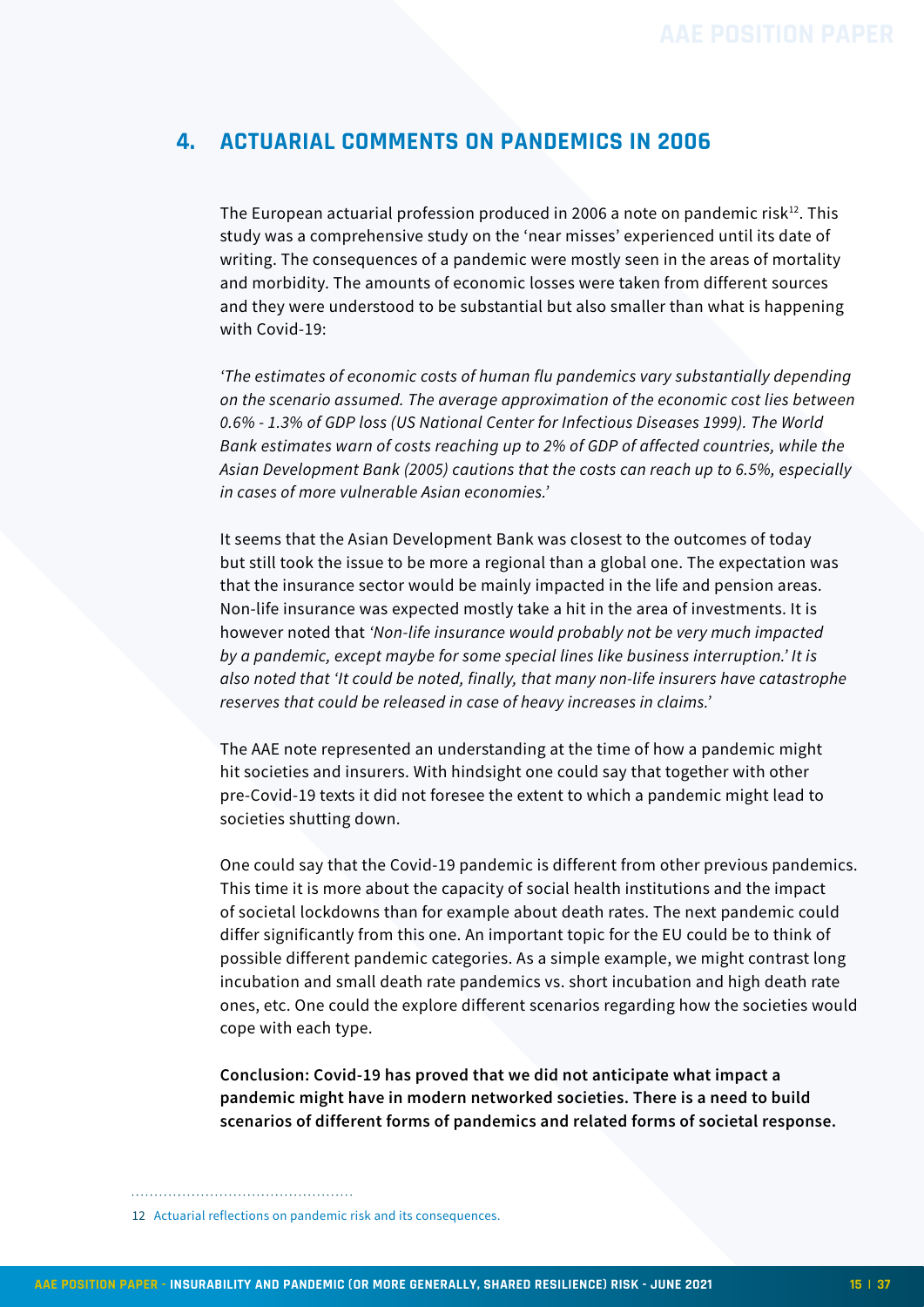## 4. ACTUARIAL COMMENTS ON PANDEMICS IN 2006

The European actuarial profession produced in 2006 a note on pandemic risk[12]. This study was a comprehensive study on the 'near misses' experienced until its date of writing. The consequences of a pandemic were mostly seen in the areas of mortality and morbidity. The amounts of economic losses were taken from different sources and they were understood to be substantial but also smaller than what is happening with Covid-19:

*'The estimates of economic costs of human flu pandemics vary substantially depending on the scenario assumed. The average approximation of the economic cost lies between 0.6% - 1.3% of GDP loss (US National Center for Infectious Diseases 1999). The World Bank estimates warn of costs reaching up to 2% of GDP of affected countries, while the Asian Development Bank (2005) cautions that the costs can reach up to 6.5%, especially in cases of more vulnerable Asian economies.'*

It seems that the Asian Development Bank was closest to the outcomes of today but still took the issue to be more a regional than a global one. The expectation was that the insurance sector would be mainly impacted in the life and pension areas. Non-life insurance was expected mostly take a hit in the area of investments. It is however noted that *'Non-life insurance would probably not be very much impacted by a pandemic, except maybe for some special lines like business interruption.' It is also noted that 'It could be noted, finally, that many non-life insurers have catastrophe reserves that could be released in case of heavy increases in claims.'*

The AAE note represented an understanding at the time of how a pandemic might hit societies and insurers. With hindsight one could say that together with other pre-Covid-19 texts it did not foresee the extent to which a pandemic might lead to societies shutting down.

One could say that the Covid-19 pandemic is different from other previous pandemics. This time it is more about the capacity of social health institutions and the impact of societal lockdowns than for example about death rates. The next pandemic could differ significantly from this one. An important topic for the EU could be to think of possible different pandemic categories. As a simple example, we might contrast long incubation and small death rate pandemics vs. short incubation and high death rate ones, etc. One could the explore different scenarios regarding how the societies would cope with each type.

**Conclusion: Covid-19 has proved that we did not anticipate what impact a pandemic might have in modern networked societies. There is a need to build scenarios of different forms of pandemics and related forms of societal response.**

---

12 Actuarial reflections on pandemic risk and its consequences.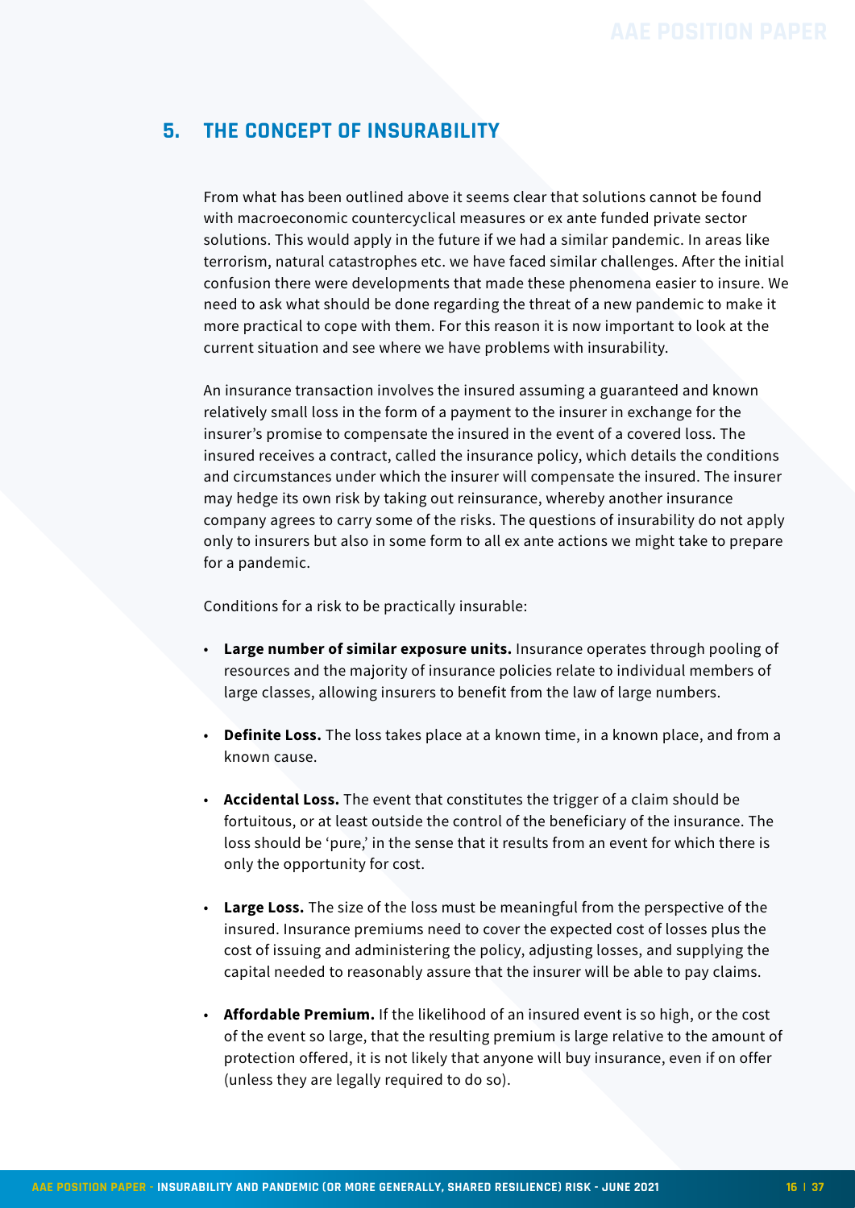## 5. THE CONCEPT OF INSURABILITY

From what has been outlined above it seems clear that solutions cannot be found with macroeconomic countercyclical measures or ex ante funded private sector solutions. This would apply in the future if we had a similar pandemic. In areas like terrorism, natural catastrophes etc. we have faced similar challenges. After the initial confusion there were developments that made these phenomena easier to insure. We need to ask what should be done regarding the threat of a new pandemic to make it more practical to cope with them. For this reason it is now important to look at the current situation and see where we have problems with insurability.

An insurance transaction involves the insured assuming a guaranteed and known relatively small loss in the form of a payment to the insurer in exchange for the insurer's promise to compensate the insured in the event of a covered loss. The insured receives a contract, called the insurance policy, which details the conditions and circumstances under which the insurer will compensate the insured. The insurer may hedge its own risk by taking out reinsurance, whereby another insurance company agrees to carry some of the risks. The questions of insurability do not apply only to insurers but also in some form to all ex ante actions we might take to prepare for a pandemic.

Conditions for a risk to be practically insurable:

- **Large number of similar exposure units.** Insurance operates through pooling of resources and the majority of insurance policies relate to individual members of large classes, allowing insurers to benefit from the law of large numbers.
- **Definite Loss.** The loss takes place at a known time, in a known place, and from a known cause.
- **Accidental Loss.** The event that constitutes the trigger of a claim should be fortuitous, or at least outside the control of the beneficiary of the insurance. The loss should be 'pure,' in the sense that it results from an event for which there is only the opportunity for cost.
- **Large Loss.** The size of the loss must be meaningful from the perspective of the insured. Insurance premiums need to cover the expected cost of losses plus the cost of issuing and administering the policy, adjusting losses, and supplying the capital needed to reasonably assure that the insurer will be able to pay claims.
- **Affordable Premium.** If the likelihood of an insured event is so high, or the cost of the event so large, that the resulting premium is large relative to the amount of protection offered, it is not likely that anyone will buy insurance, even if on offer (unless they are legally required to do so).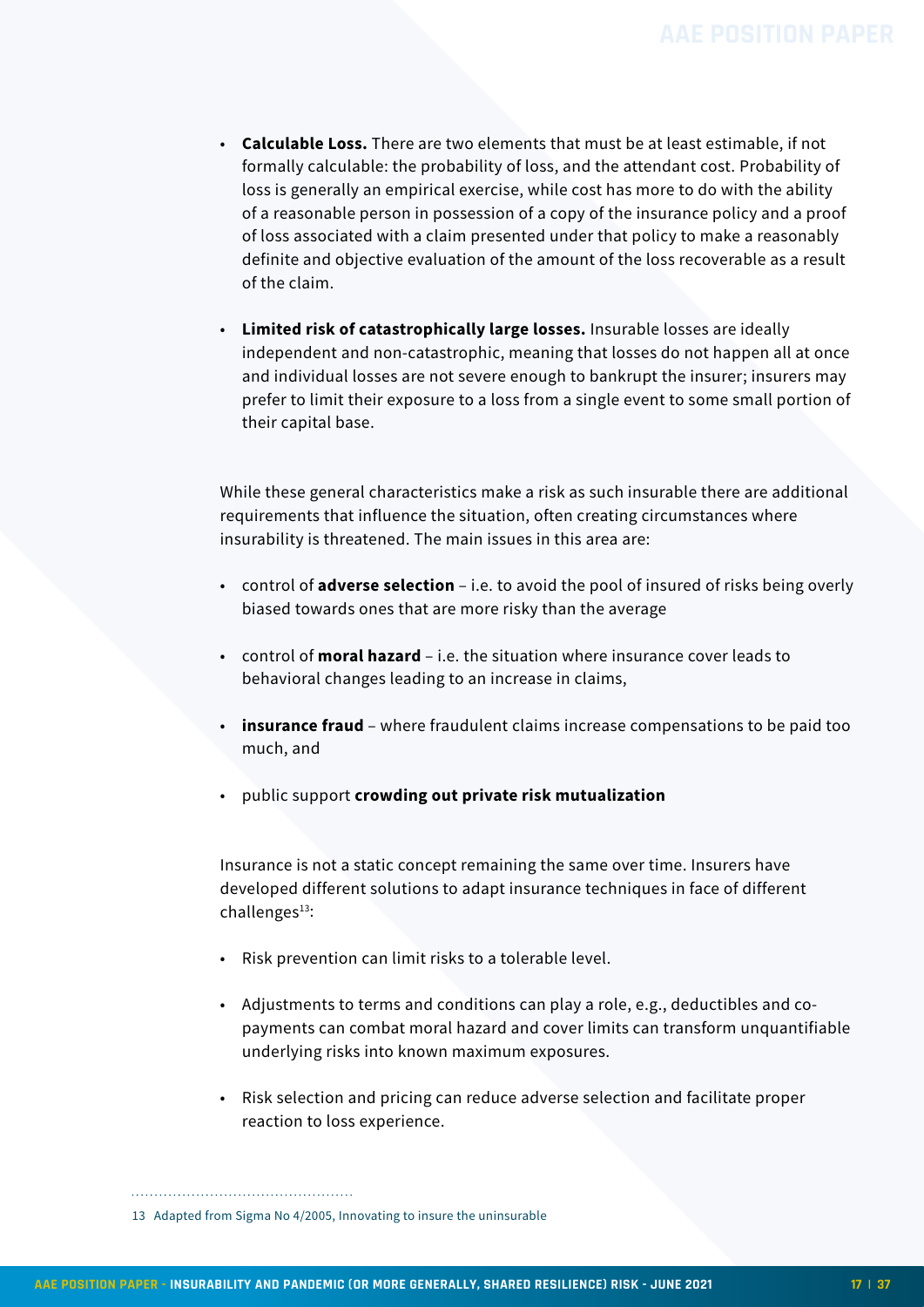- **Calculable Loss.** There are two elements that must be at least estimable, if not formally calculable: the probability of loss, and the attendant cost. Probability of loss is generally an empirical exercise, while cost has more to do with the ability of a reasonable person in possession of a copy of the insurance policy and a proof of loss associated with a claim presented under that policy to make a reasonably definite and objective evaluation of the amount of the loss recoverable as a result of the claim.

- **Limited risk of catastrophically large losses.** Insurable losses are ideally independent and non-catastrophic, meaning that losses do not happen all at once and individual losses are not severe enough to bankrupt the insurer; insurers may prefer to limit their exposure to a loss from a single event to some small portion of their capital base.

While these general characteristics make a risk as such insurable there are additional requirements that influence the situation, often creating circumstances where insurability is threatened. The main issues in this area are:

- control of **adverse selection** – i.e. to avoid the pool of insured of risks being overly biased towards ones that are more risky than the average

- control of **moral hazard** – i.e. the situation where insurance cover leads to behavioral changes leading to an increase in claims,

- **insurance fraud** – where fraudulent claims increase compensations to be paid too much, and

- public support **crowding out private risk mutualization**

Insurance is not a static concept remaining the same over time. Insurers have developed different solutions to adapt insurance techniques in face of different challenges[13]:

- Risk prevention can limit risks to a tolerable level.

- Adjustments to terms and conditions can play a role, e.g., deductibles and co-payments can combat moral hazard and cover limits can transform unquantifiable underlying risks into known maximum exposures.

- Risk selection and pricing can reduce adverse selection and facilitate proper reaction to loss experience.

---

13 Adapted from Sigma No 4/2005, Innovating to insure the uninsurable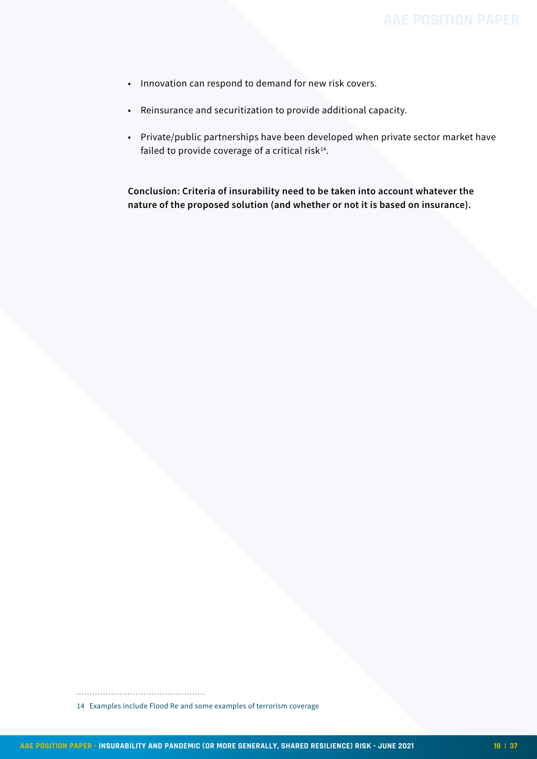- Innovation can respond to demand for new risk covers.
- Reinsurance and securitization to provide additional capacity.
- Private/public partnerships have been developed when private sector market have failed to provide coverage of a critical risk[14].

**Conclusion: Criteria of insurability need to be taken into account whatever the nature of the proposed solution (and whether or not it is based on insurance).**

14 Examples include Flood Re and some examples of terrorism coverage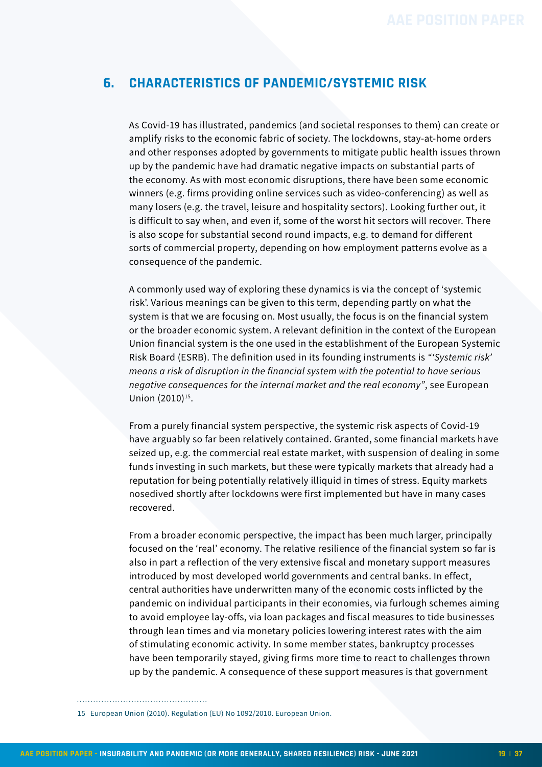## 6. CHARACTERISTICS OF PANDEMIC/SYSTEMIC RISK

As Covid-19 has illustrated, pandemics (and societal responses to them) can create or amplify risks to the economic fabric of society. The lockdowns, stay-at-home orders and other responses adopted by governments to mitigate public health issues thrown up by the pandemic have had dramatic negative impacts on substantial parts of the economy. As with most economic disruptions, there have been some economic winners (e.g. firms providing online services such as video-conferencing) as well as many losers (e.g. the travel, leisure and hospitality sectors). Looking further out, it is difficult to say when, and even if, some of the worst hit sectors will recover. There is also scope for substantial second round impacts, e.g. to demand for different sorts of commercial property, depending on how employment patterns evolve as a consequence of the pandemic.

A commonly used way of exploring these dynamics is via the concept of 'systemic risk'. Various meanings can be given to this term, depending partly on what the system is that we are focusing on. Most usually, the focus is on the financial system or the broader economic system. A relevant definition in the context of the European Union financial system is the one used in the establishment of the European Systemic Risk Board (ESRB). The definition used in its founding instruments is *"'Systemic risk' means a risk of disruption in the financial system with the potential to have serious negative consequences for the internal market and the real economy"*, see European Union (2010)[15].

From a purely financial system perspective, the systemic risk aspects of Covid-19 have arguably so far been relatively contained. Granted, some financial markets have seized up, e.g. the commercial real estate market, with suspension of dealing in some funds investing in such markets, but these were typically markets that already had a reputation for being potentially relatively illiquid in times of stress. Equity markets nosedived shortly after lockdowns were first implemented but have in many cases recovered.

From a broader economic perspective, the impact has been much larger, principally focused on the 'real' economy. The relative resilience of the financial system so far is also in part a reflection of the very extensive fiscal and monetary support measures introduced by most developed world governments and central banks. In effect, central authorities have underwritten many of the economic costs inflicted by the pandemic on individual participants in their economies, via furlough schemes aiming to avoid employee lay-offs, via loan packages and fiscal measures to tide businesses through lean times and via monetary policies lowering interest rates with the aim of stimulating economic activity. In some member states, bankruptcy processes have been temporarily stayed, giving firms more time to react to challenges thrown up by the pandemic. A consequence of these support measures is that government

15 European Union (2010). Regulation (EU) No 1092/2010. European Union.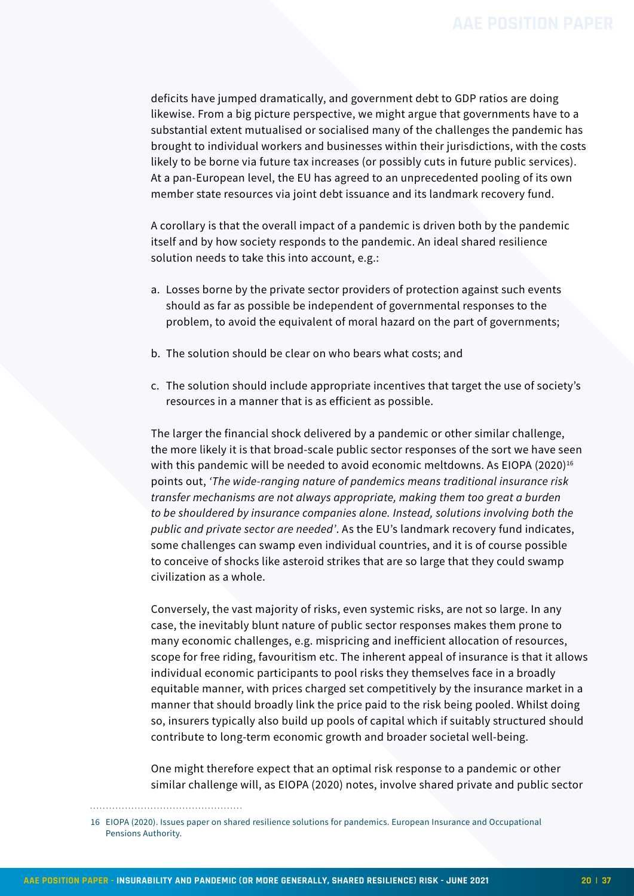deficits have jumped dramatically, and government debt to GDP ratios are doing likewise. From a big picture perspective, we might argue that governments have to a substantial extent mutualised or socialised many of the challenges the pandemic has brought to individual workers and businesses within their jurisdictions, with the costs likely to be borne via future tax increases (or possibly cuts in future public services). At a pan-European level, the EU has agreed to an unprecedented pooling of its own member state resources via joint debt issuance and its landmark recovery fund.

A corollary is that the overall impact of a pandemic is driven both by the pandemic itself and by how society responds to the pandemic. An ideal shared resilience solution needs to take this into account, e.g.:

a. Losses borne by the private sector providers of protection against such events should as far as possible be independent of governmental responses to the problem, to avoid the equivalent of moral hazard on the part of governments;

b. The solution should be clear on who bears what costs; and

c. The solution should include appropriate incentives that target the use of society's resources in a manner that is as efficient as possible.

The larger the financial shock delivered by a pandemic or other similar challenge, the more likely it is that broad-scale public sector responses of the sort we have seen with this pandemic will be needed to avoid economic meltdowns. As EIOPA (2020)[16] points out, '*The wide-ranging nature of pandemics means traditional insurance risk transfer mechanisms are not always appropriate, making them too great a burden to be shouldered by insurance companies alone. Instead, solutions involving both the public and private sector are needed*'. As the EU's landmark recovery fund indicates, some challenges can swamp even individual countries, and it is of course possible to conceive of shocks like asteroid strikes that are so large that they could swamp civilization as a whole.

Conversely, the vast majority of risks, even systemic risks, are not so large. In any case, the inevitably blunt nature of public sector responses makes them prone to many economic challenges, e.g. mispricing and inefficient allocation of resources, scope for free riding, favouritism etc. The inherent appeal of insurance is that it allows individual economic participants to pool risks they themselves face in a broadly equitable manner, with prices charged set competitively by the insurance market in a manner that should broadly link the price paid to the risk being pooled. Whilst doing so, insurers typically also build up pools of capital which if suitably structured should contribute to long-term economic growth and broader societal well-being.

One might therefore expect that an optimal risk response to a pandemic or other similar challenge will, as EIOPA (2020) notes, involve shared private and public sector

16 EIOPA (2020). Issues paper on shared resilience solutions for pandemics. European Insurance and Occupational Pensions Authority.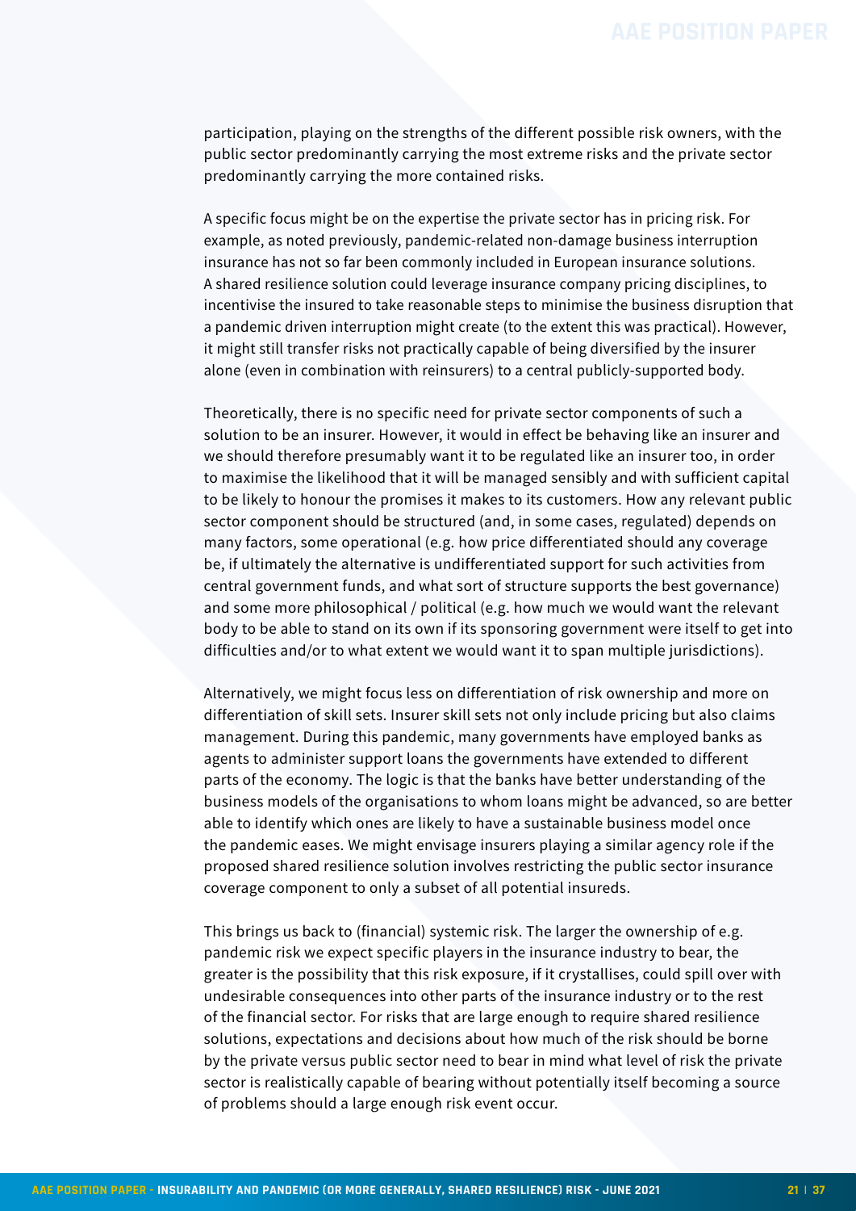participation, playing on the strengths of the different possible risk owners, with the public sector predominantly carrying the most extreme risks and the private sector predominantly carrying the more contained risks.

A specific focus might be on the expertise the private sector has in pricing risk. For example, as noted previously, pandemic-related non-damage business interruption insurance has not so far been commonly included in European insurance solutions. A shared resilience solution could leverage insurance company pricing disciplines, to incentivise the insured to take reasonable steps to minimise the business disruption that a pandemic driven interruption might create (to the extent this was practical). However, it might still transfer risks not practically capable of being diversified by the insurer alone (even in combination with reinsurers) to a central publicly-supported body.

Theoretically, there is no specific need for private sector components of such a solution to be an insurer. However, it would in effect be behaving like an insurer and we should therefore presumably want it to be regulated like an insurer too, in order to maximise the likelihood that it will be managed sensibly and with sufficient capital to be likely to honour the promises it makes to its customers. How any relevant public sector component should be structured (and, in some cases, regulated) depends on many factors, some operational (e.g. how price differentiated should any coverage be, if ultimately the alternative is undifferentiated support for such activities from central government funds, and what sort of structure supports the best governance) and some more philosophical / political (e.g. how much we would want the relevant body to be able to stand on its own if its sponsoring government were itself to get into difficulties and/or to what extent we would want it to span multiple jurisdictions).

Alternatively, we might focus less on differentiation of risk ownership and more on differentiation of skill sets. Insurer skill sets not only include pricing but also claims management. During this pandemic, many governments have employed banks as agents to administer support loans the governments have extended to different parts of the economy. The logic is that the banks have better understanding of the business models of the organisations to whom loans might be advanced, so are better able to identify which ones are likely to have a sustainable business model once the pandemic eases. We might envisage insurers playing a similar agency role if the proposed shared resilience solution involves restricting the public sector insurance coverage component to only a subset of all potential insureds.

This brings us back to (financial) systemic risk. The larger the ownership of e.g. pandemic risk we expect specific players in the insurance industry to bear, the greater is the possibility that this risk exposure, if it crystallises, could spill over with undesirable consequences into other parts of the insurance industry or to the rest of the financial sector. For risks that are large enough to require shared resilience solutions, expectations and decisions about how much of the risk should be borne by the private versus public sector need to bear in mind what level of risk the private sector is realistically capable of bearing without potentially itself becoming a source of problems should a large enough risk event occur.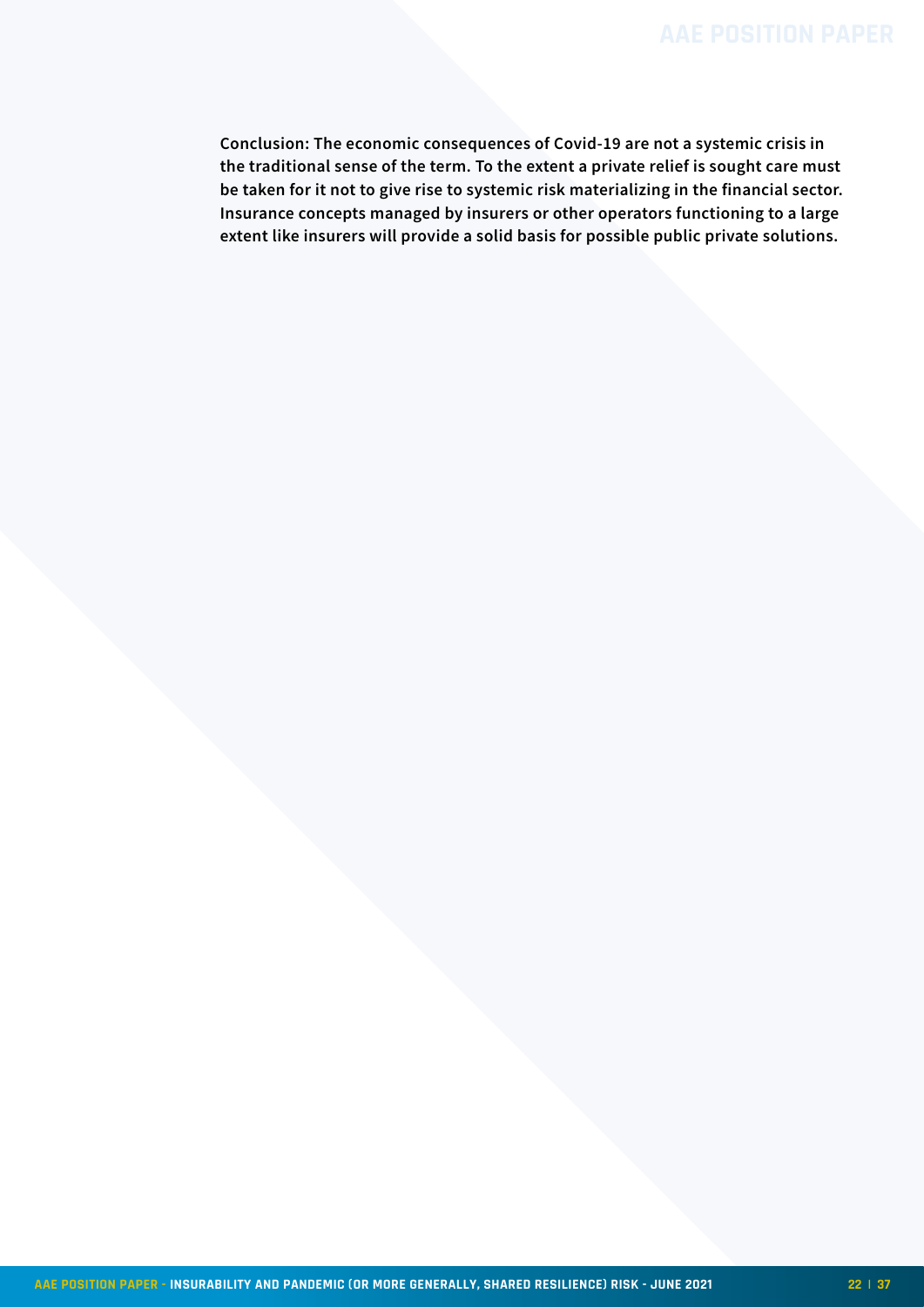**Conclusion: The economic consequences of Covid-19 are not a systemic crisis in the traditional sense of the term. To the extent a private relief is sought care must be taken for it not to give rise to systemic risk materializing in the financial sector. Insurance concepts managed by insurers or other operators functioning to a large extent like insurers will provide a solid basis for possible public private solutions.**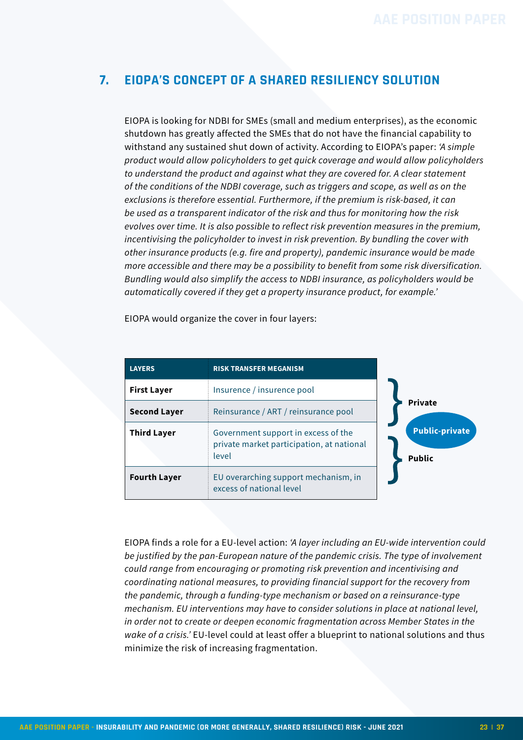## 7. EIOPA'S CONCEPT OF A SHARED RESILIENCY SOLUTION

EIOPA is looking for NDBI for SMEs (small and medium enterprises), as the economic shutdown has greatly affected the SMEs that do not have the financial capability to withstand any sustained shut down of activity. According to EIOPA's paper: *'A simple product would allow policyholders to get quick coverage and would allow policyholders to understand the product and against what they are covered for. A clear statement of the conditions of the NDBI coverage, such as triggers and scope, as well as on the exclusions is therefore essential. Furthermore, if the premium is risk-based, it can be used as a transparent indicator of the risk and thus for monitoring how the risk evolves over time. It is also possible to reflect risk prevention measures in the premium, incentivising the policyholder to invest in risk prevention. By bundling the cover with other insurance products (e.g. fire and property), pandemic insurance would be made more accessible and there may be a possibility to benefit from some risk diversification. Bundling would also simplify the access to NDBI insurance, as policyholders would be automatically covered if they get a property insurance product, for example.'*

EIOPA would organize the cover in four layers:

| LAYERS | RISK TRANSFER MEGANISM | |
|---|---|---|
| **First Layer** | Insurence / insurence pool | **Private** |
| **Second Layer** | Reinsurance / ART / reinsurance pool | **Private** |
| **Third Layer** | Government support in excess of the private market participation, at national level | **Public** |
| **Fourth Layer** | EU overarching support mechanism, in excess of national level | **Public** |

**Public-private**

EIOPA finds a role for a EU-level action: *'A layer including an EU-wide intervention could be justified by the pan-European nature of the pandemic crisis. The type of involvement could range from encouraging or promoting risk prevention and incentivising and coordinating national measures, to providing financial support for the recovery from the pandemic, through a funding-type mechanism or based on a reinsurance-type mechanism. EU interventions may have to consider solutions in place at national level, in order not to create or deepen economic fragmentation across Member States in the wake of a crisis.'* EU-level could at least offer a blueprint to national solutions and thus minimize the risk of increasing fragmentation.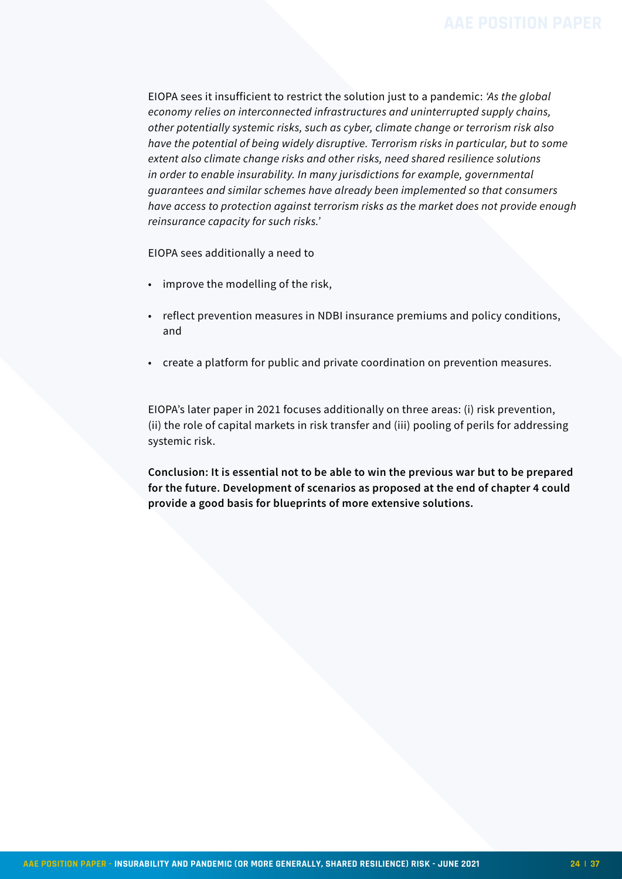EIOPA sees it insufficient to restrict the solution just to a pandemic: *'As the global economy relies on interconnected infrastructures and uninterrupted supply chains, other potentially systemic risks, such as cyber, climate change or terrorism risk also have the potential of being widely disruptive. Terrorism risks in particular, but to some extent also climate change risks and other risks, need shared resilience solutions in order to enable insurability. In many jurisdictions for example, governmental guarantees and similar schemes have already been implemented so that consumers have access to protection against terrorism risks as the market does not provide enough reinsurance capacity for such risks.'*

EIOPA sees additionally a need to

- improve the modelling of the risk,
- reflect prevention measures in NDBI insurance premiums and policy conditions, and
- create a platform for public and private coordination on prevention measures.

EIOPA's later paper in 2021 focuses additionally on three areas: (i) risk prevention, (ii) the role of capital markets in risk transfer and (iii) pooling of perils for addressing systemic risk.

**Conclusion: It is essential not to be able to win the previous war but to be prepared for the future. Development of scenarios as proposed at the end of chapter 4 could provide a good basis for blueprints of more extensive solutions.**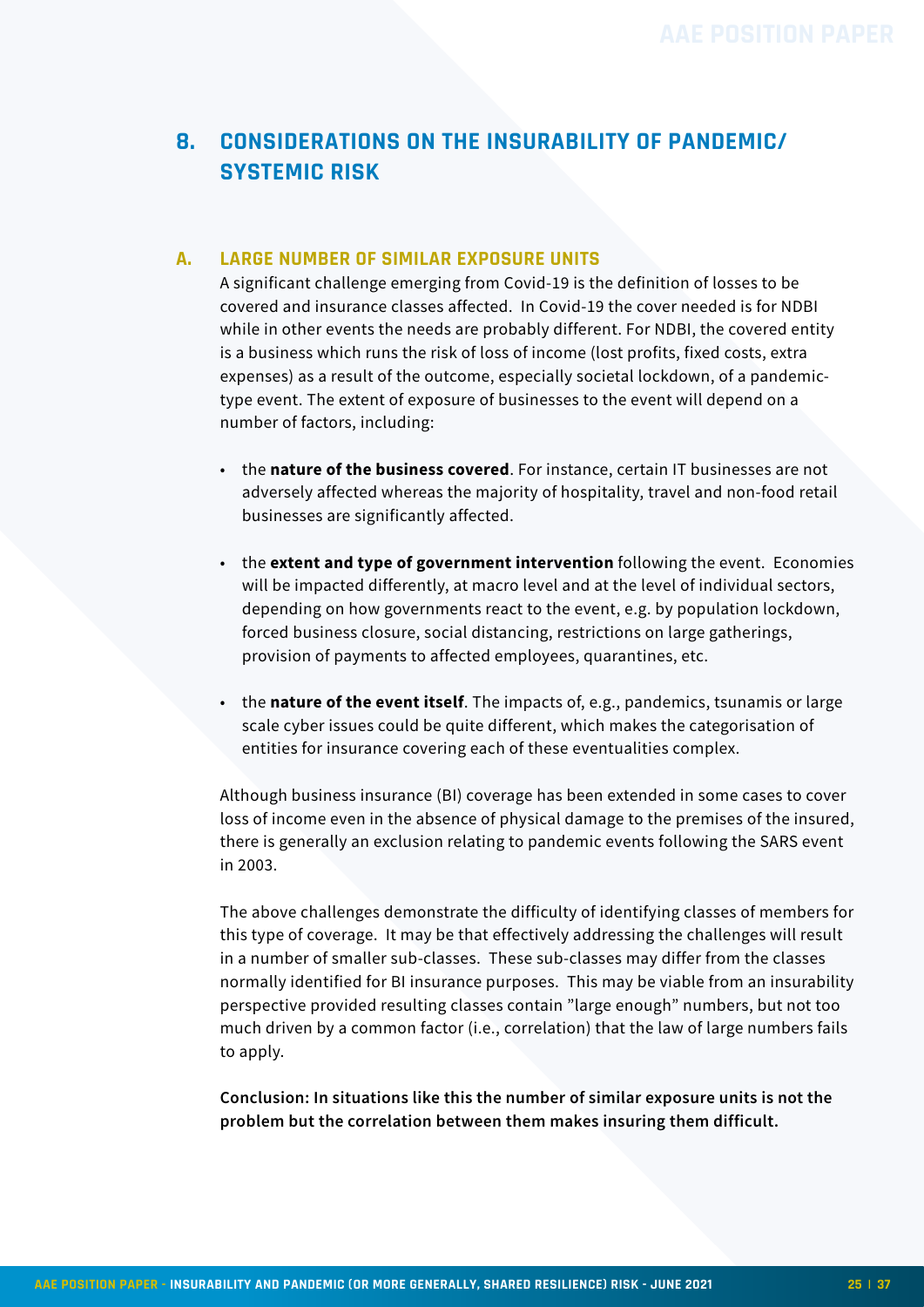## 8. CONSIDERATIONS ON THE INSURABILITY OF PANDEMIC/ SYSTEMIC RISK

### A. LARGE NUMBER OF SIMILAR EXPOSURE UNITS

A significant challenge emerging from Covid-19 is the definition of losses to be covered and insurance classes affected. In Covid-19 the cover needed is for NDBI while in other events the needs are probably different. For NDBI, the covered entity is a business which runs the risk of loss of income (lost profits, fixed costs, extra expenses) as a result of the outcome, especially societal lockdown, of a pandemic-type event. The extent of exposure of businesses to the event will depend on a number of factors, including:

- the **nature of the business covered**. For instance, certain IT businesses are not adversely affected whereas the majority of hospitality, travel and non-food retail businesses are significantly affected.
- the **extent and type of government intervention** following the event. Economies will be impacted differently, at macro level and at the level of individual sectors, depending on how governments react to the event, e.g. by population lockdown, forced business closure, social distancing, restrictions on large gatherings, provision of payments to affected employees, quarantines, etc.
- the **nature of the event itself**. The impacts of, e.g., pandemics, tsunamis or large scale cyber issues could be quite different, which makes the categorisation of entities for insurance covering each of these eventualities complex.

Although business insurance (BI) coverage has been extended in some cases to cover loss of income even in the absence of physical damage to the premises of the insured, there is generally an exclusion relating to pandemic events following the SARS event in 2003.

The above challenges demonstrate the difficulty of identifying classes of members for this type of coverage. It may be that effectively addressing the challenges will result in a number of smaller sub-classes. These sub-classes may differ from the classes normally identified for BI insurance purposes. This may be viable from an insurability perspective provided resulting classes contain "large enough" numbers, but not too much driven by a common factor (i.e., correlation) that the law of large numbers fails to apply.

**Conclusion: In situations like this the number of similar exposure units is not the problem but the correlation between them makes insuring them difficult.**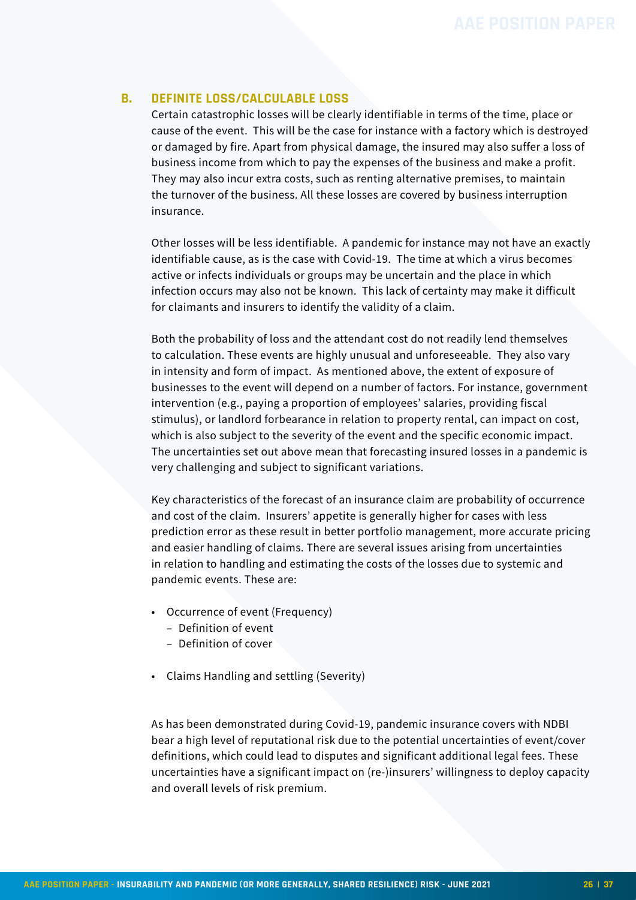## B. DEFINITE LOSS/CALCULABLE LOSS

Certain catastrophic losses will be clearly identifiable in terms of the time, place or cause of the event. This will be the case for instance with a factory which is destroyed or damaged by fire. Apart from physical damage, the insured may also suffer a loss of business income from which to pay the expenses of the business and make a profit. They may also incur extra costs, such as renting alternative premises, to maintain the turnover of the business. All these losses are covered by business interruption insurance.

Other losses will be less identifiable. A pandemic for instance may not have an exactly identifiable cause, as is the case with Covid-19. The time at which a virus becomes active or infects individuals or groups may be uncertain and the place in which infection occurs may also not be known. This lack of certainty may make it difficult for claimants and insurers to identify the validity of a claim.

Both the probability of loss and the attendant cost do not readily lend themselves to calculation. These events are highly unusual and unforeseeable. They also vary in intensity and form of impact. As mentioned above, the extent of exposure of businesses to the event will depend on a number of factors. For instance, government intervention (e.g., paying a proportion of employees' salaries, providing fiscal stimulus), or landlord forbearance in relation to property rental, can impact on cost, which is also subject to the severity of the event and the specific economic impact. The uncertainties set out above mean that forecasting insured losses in a pandemic is very challenging and subject to significant variations.

Key characteristics of the forecast of an insurance claim are probability of occurrence and cost of the claim. Insurers' appetite is generally higher for cases with less prediction error as these result in better portfolio management, more accurate pricing and easier handling of claims. There are several issues arising from uncertainties in relation to handling and estimating the costs of the losses due to systemic and pandemic events. These are:

- Occurrence of event (Frequency)
  - Definition of event
  - Definition of cover
- Claims Handling and settling (Severity)

As has been demonstrated during Covid-19, pandemic insurance covers with NDBI bear a high level of reputational risk due to the potential uncertainties of event/cover definitions, which could lead to disputes and significant additional legal fees. These uncertainties have a significant impact on (re-)insurers' willingness to deploy capacity and overall levels of risk premium.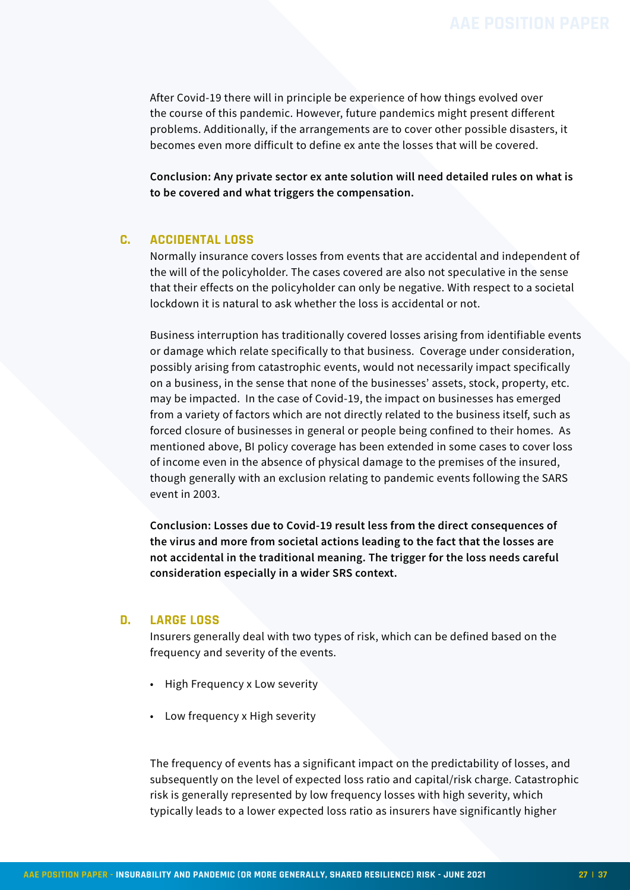After Covid-19 there will in principle be experience of how things evolved over the course of this pandemic. However, future pandemics might present different problems. Additionally, if the arrangements are to cover other possible disasters, it becomes even more difficult to define ex ante the losses that will be covered.

**Conclusion: Any private sector ex ante solution will need detailed rules on what is to be covered and what triggers the compensation.**

## C. ACCIDENTAL LOSS

Normally insurance covers losses from events that are accidental and independent of the will of the policyholder. The cases covered are also not speculative in the sense that their effects on the policyholder can only be negative. With respect to a societal lockdown it is natural to ask whether the loss is accidental or not.

Business interruption has traditionally covered losses arising from identifiable events or damage which relate specifically to that business. Coverage under consideration, possibly arising from catastrophic events, would not necessarily impact specifically on a business, in the sense that none of the businesses' assets, stock, property, etc. may be impacted. In the case of Covid-19, the impact on businesses has emerged from a variety of factors which are not directly related to the business itself, such as forced closure of businesses in general or people being confined to their homes. As mentioned above, BI policy coverage has been extended in some cases to cover loss of income even in the absence of physical damage to the premises of the insured, though generally with an exclusion relating to pandemic events following the SARS event in 2003.

**Conclusion: Losses due to Covid-19 result less from the direct consequences of the virus and more from societal actions leading to the fact that the losses are not accidental in the traditional meaning. The trigger for the loss needs careful consideration especially in a wider SRS context.**

## D. LARGE LOSS

Insurers generally deal with two types of risk, which can be defined based on the frequency and severity of the events.

- High Frequency x Low severity
- Low frequency x High severity

The frequency of events has a significant impact on the predictability of losses, and subsequently on the level of expected loss ratio and capital/risk charge. Catastrophic risk is generally represented by low frequency losses with high severity, which typically leads to a lower expected loss ratio as insurers have significantly higher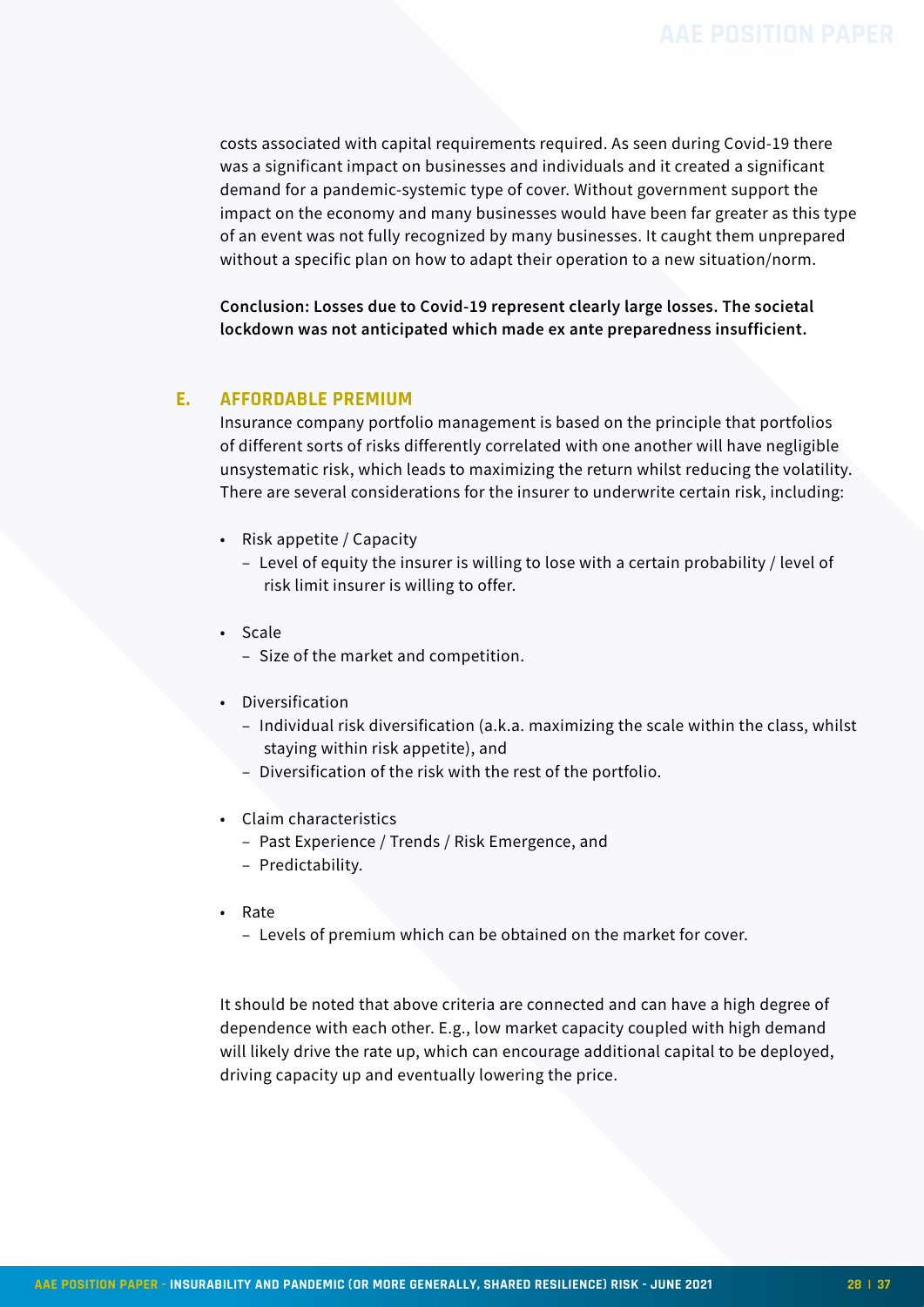costs associated with capital requirements required. As seen during Covid-19 there was a significant impact on businesses and individuals and it created a significant demand for a pandemic-systemic type of cover. Without government support the impact on the economy and many businesses would have been far greater as this type of an event was not fully recognized by many businesses. It caught them unprepared without a specific plan on how to adapt their operation to a new situation/norm.

**Conclusion: Losses due to Covid-19 represent clearly large losses. The societal lockdown was not anticipated which made ex ante preparedness insufficient.**

## E. AFFORDABLE PREMIUM

Insurance company portfolio management is based on the principle that portfolios of different sorts of risks differently correlated with one another will have negligible unsystematic risk, which leads to maximizing the return whilst reducing the volatility. There are several considerations for the insurer to underwrite certain risk, including:

- Risk appetite / Capacity
  - Level of equity the insurer is willing to lose with a certain probability / level of risk limit insurer is willing to offer.
- Scale
  - Size of the market and competition.
- Diversification
  - Individual risk diversification (a.k.a. maximizing the scale within the class, whilst staying within risk appetite), and
  - Diversification of the risk with the rest of the portfolio.
- Claim characteristics
  - Past Experience / Trends / Risk Emergence, and
  - Predictability.
- Rate
  - Levels of premium which can be obtained on the market for cover.

It should be noted that above criteria are connected and can have a high degree of dependence with each other. E.g., low market capacity coupled with high demand will likely drive the rate up, which can encourage additional capital to be deployed, driving capacity up and eventually lowering the price.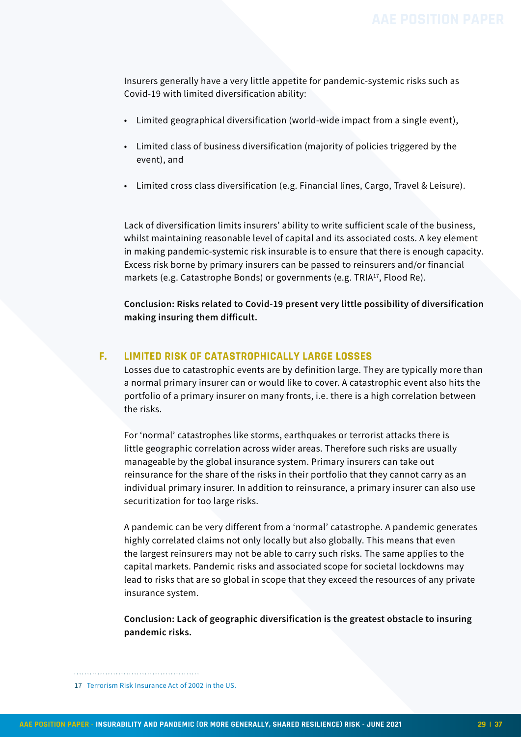Insurers generally have a very little appetite for pandemic-systemic risks such as Covid-19 with limited diversification ability:

- Limited geographical diversification (world-wide impact from a single event),
- Limited class of business diversification (majority of policies triggered by the event), and
- Limited cross class diversification (e.g. Financial lines, Cargo, Travel & Leisure).

Lack of diversification limits insurers' ability to write sufficient scale of the business, whilst maintaining reasonable level of capital and its associated costs. A key element in making pandemic-systemic risk insurable is to ensure that there is enough capacity. Excess risk borne by primary insurers can be passed to reinsurers and/or financial markets (e.g. Catastrophe Bonds) or governments (e.g. TRIA[17], Flood Re).

**Conclusion: Risks related to Covid-19 present very little possibility of diversification making insuring them difficult.**

## F. LIMITED RISK OF CATASTROPHICALLY LARGE LOSSES

Losses due to catastrophic events are by definition large. They are typically more than a normal primary insurer can or would like to cover. A catastrophic event also hits the portfolio of a primary insurer on many fronts, i.e. there is a high correlation between the risks.

For 'normal' catastrophes like storms, earthquakes or terrorist attacks there is little geographic correlation across wider areas. Therefore such risks are usually manageable by the global insurance system. Primary insurers can take out reinsurance for the share of the risks in their portfolio that they cannot carry as an individual primary insurer. In addition to reinsurance, a primary insurer can also use securitization for too large risks.

A pandemic can be very different from a 'normal' catastrophe. A pandemic generates highly correlated claims not only locally but also globally. This means that even the largest reinsurers may not be able to carry such risks. The same applies to the capital markets. Pandemic risks and associated scope for societal lockdowns may lead to risks that are so global in scope that they exceed the resources of any private insurance system.

**Conclusion: Lack of geographic diversification is the greatest obstacle to insuring pandemic risks.**

---

17 Terrorism Risk Insurance Act of 2002 in the US.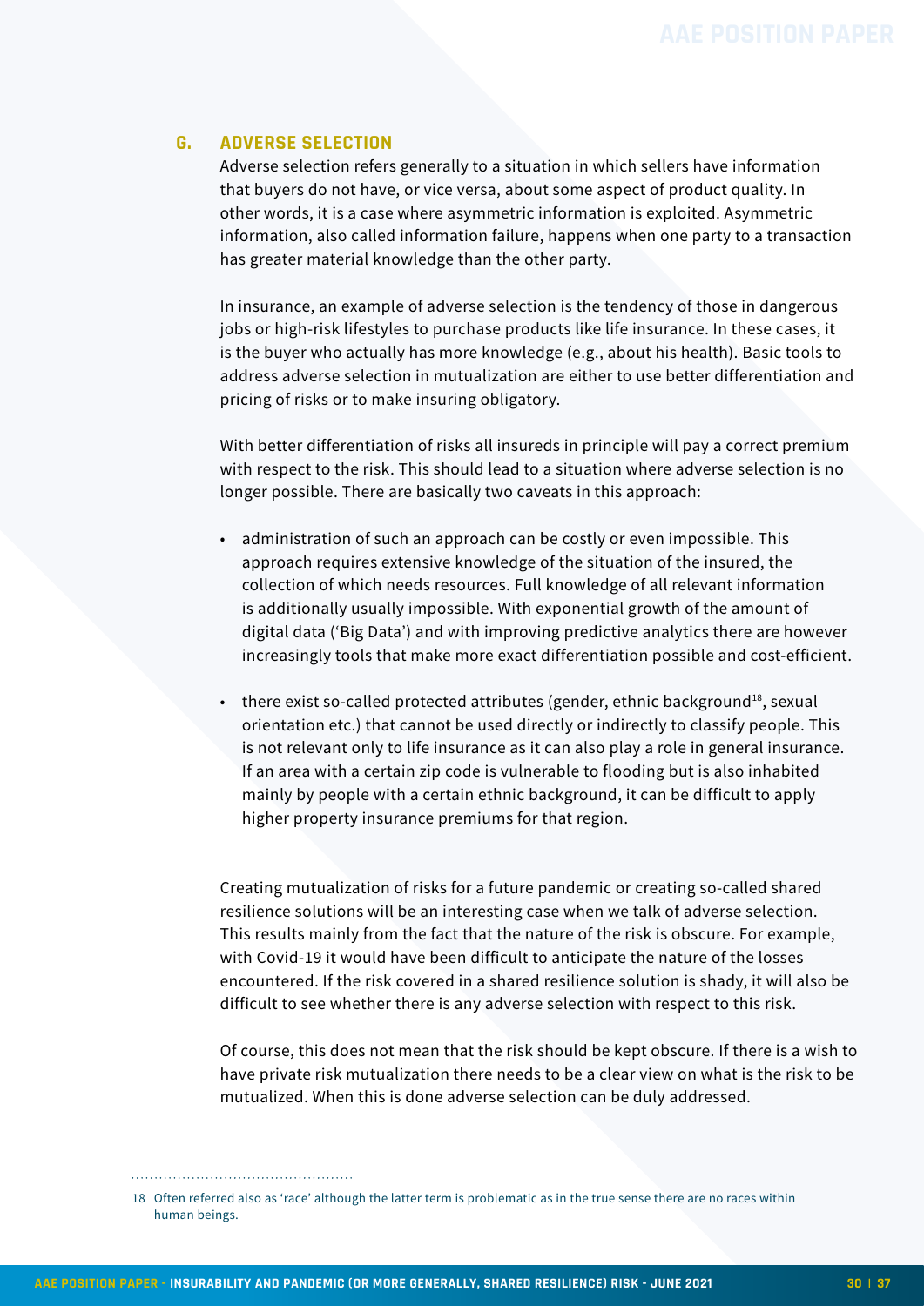## G. ADVERSE SELECTION

Adverse selection refers generally to a situation in which sellers have information that buyers do not have, or vice versa, about some aspect of product quality. In other words, it is a case where asymmetric information is exploited. Asymmetric information, also called information failure, happens when one party to a transaction has greater material knowledge than the other party.

In insurance, an example of adverse selection is the tendency of those in dangerous jobs or high-risk lifestyles to purchase products like life insurance. In these cases, it is the buyer who actually has more knowledge (e.g., about his health). Basic tools to address adverse selection in mutualization are either to use better differentiation and pricing of risks or to make insuring obligatory.

With better differentiation of risks all insureds in principle will pay a correct premium with respect to the risk. This should lead to a situation where adverse selection is no longer possible. There are basically two caveats in this approach:

- administration of such an approach can be costly or even impossible. This approach requires extensive knowledge of the situation of the insured, the collection of which needs resources. Full knowledge of all relevant information is additionally usually impossible. With exponential growth of the amount of digital data ('Big Data') and with improving predictive analytics there are however increasingly tools that make more exact differentiation possible and cost-efficient.
- there exist so-called protected attributes (gender, ethnic background[18], sexual orientation etc.) that cannot be used directly or indirectly to classify people. This is not relevant only to life insurance as it can also play a role in general insurance. If an area with a certain zip code is vulnerable to flooding but is also inhabited mainly by people with a certain ethnic background, it can be difficult to apply higher property insurance premiums for that region.

Creating mutualization of risks for a future pandemic or creating so-called shared resilience solutions will be an interesting case when we talk of adverse selection. This results mainly from the fact that the nature of the risk is obscure. For example, with Covid-19 it would have been difficult to anticipate the nature of the losses encountered. If the risk covered in a shared resilience solution is shady, it will also be difficult to see whether there is any adverse selection with respect to this risk.

Of course, this does not mean that the risk should be kept obscure. If there is a wish to have private risk mutualization there needs to be a clear view on what is the risk to be mutualized. When this is done adverse selection can be duly addressed.

---

18 Often referred also as 'race' although the latter term is problematic as in the true sense there are no races within human beings.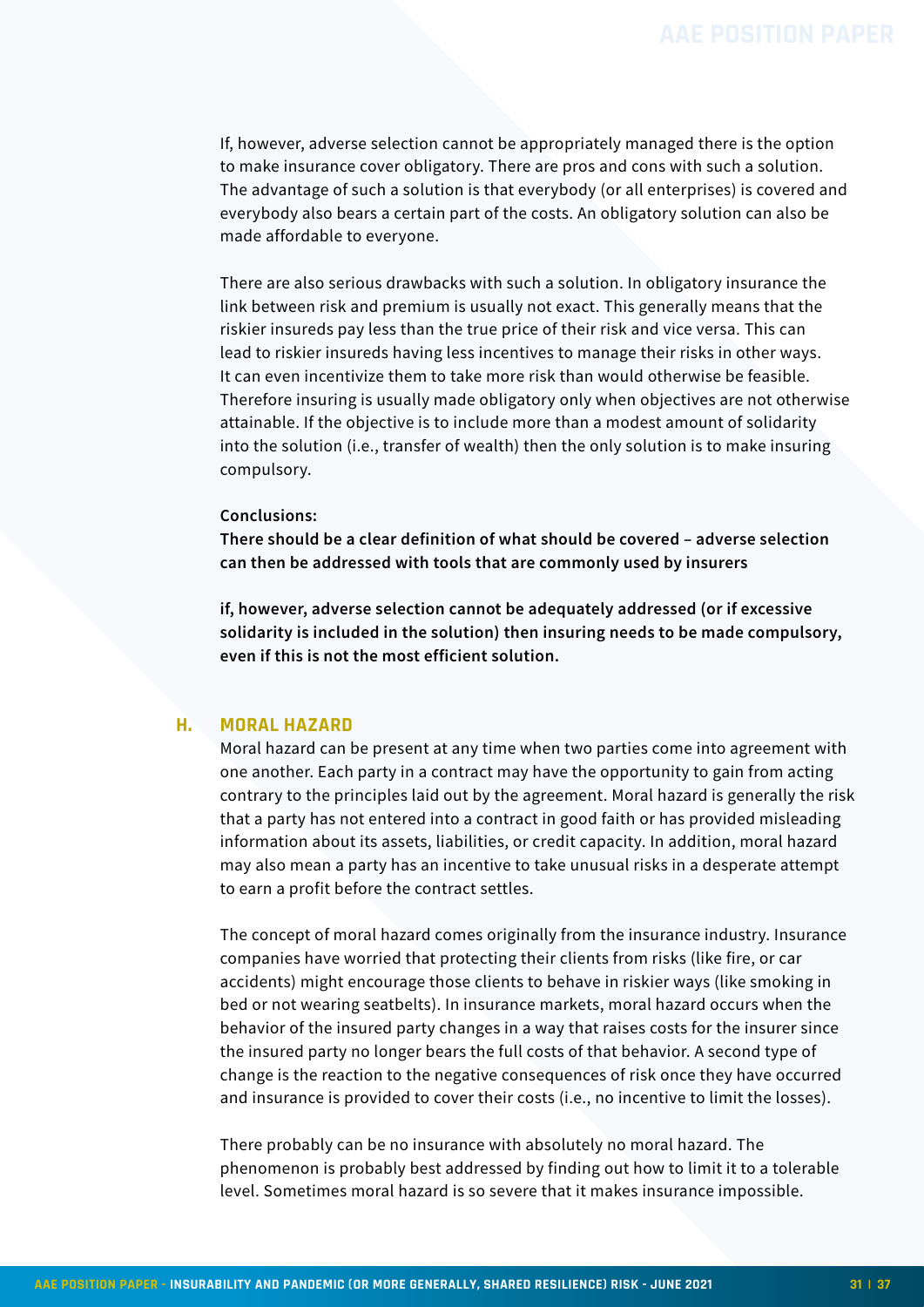If, however, adverse selection cannot be appropriately managed there is the option to make insurance cover obligatory. There are pros and cons with such a solution. The advantage of such a solution is that everybody (or all enterprises) is covered and everybody also bears a certain part of the costs. An obligatory solution can also be made affordable to everyone.

There are also serious drawbacks with such a solution. In obligatory insurance the link between risk and premium is usually not exact. This generally means that the riskier insureds pay less than the true price of their risk and vice versa. This can lead to riskier insureds having less incentives to manage their risks in other ways. It can even incentivize them to take more risk than would otherwise be feasible. Therefore insuring is usually made obligatory only when objectives are not otherwise attainable. If the objective is to include more than a modest amount of solidarity into the solution (i.e., transfer of wealth) then the only solution is to make insuring compulsory.

**Conclusions:**

**There should be a clear definition of what should be covered – adverse selection can then be addressed with tools that are commonly used by insurers**

**if, however, adverse selection cannot be adequately addressed (or if excessive solidarity is included in the solution) then insuring needs to be made compulsory, even if this is not the most efficient solution.**

## H. MORAL HAZARD

Moral hazard can be present at any time when two parties come into agreement with one another. Each party in a contract may have the opportunity to gain from acting contrary to the principles laid out by the agreement. Moral hazard is generally the risk that a party has not entered into a contract in good faith or has provided misleading information about its assets, liabilities, or credit capacity. In addition, moral hazard may also mean a party has an incentive to take unusual risks in a desperate attempt to earn a profit before the contract settles.

The concept of moral hazard comes originally from the insurance industry. Insurance companies have worried that protecting their clients from risks (like fire, or car accidents) might encourage those clients to behave in riskier ways (like smoking in bed or not wearing seatbelts). In insurance markets, moral hazard occurs when the behavior of the insured party changes in a way that raises costs for the insurer since the insured party no longer bears the full costs of that behavior. A second type of change is the reaction to the negative consequences of risk once they have occurred and insurance is provided to cover their costs (i.e., no incentive to limit the losses).

There probably can be no insurance with absolutely no moral hazard. The phenomenon is probably best addressed by finding out how to limit it to a tolerable level. Sometimes moral hazard is so severe that it makes insurance impossible.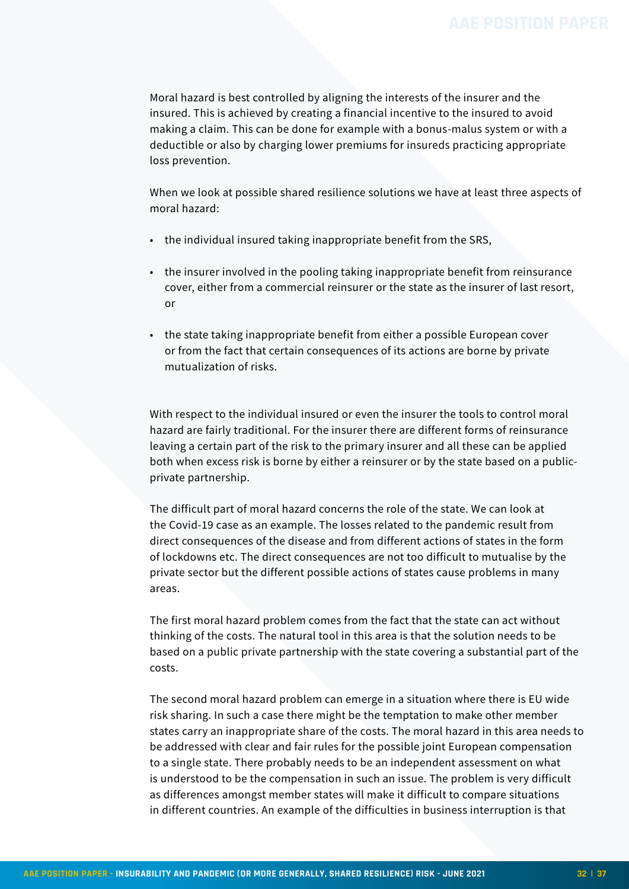Moral hazard is best controlled by aligning the interests of the insurer and the insured. This is achieved by creating a financial incentive to the insured to avoid making a claim. This can be done for example with a bonus-malus system or with a deductible or also by charging lower premiums for insureds practicing appropriate loss prevention.

When we look at possible shared resilience solutions we have at least three aspects of moral hazard:

- the individual insured taking inappropriate benefit from the SRS,
- the insurer involved in the pooling taking inappropriate benefit from reinsurance cover, either from a commercial reinsurer or the state as the insurer of last resort, or
- the state taking inappropriate benefit from either a possible European cover or from the fact that certain consequences of its actions are borne by private mutualization of risks.

With respect to the individual insured or even the insurer the tools to control moral hazard are fairly traditional. For the insurer there are different forms of reinsurance leaving a certain part of the risk to the primary insurer and all these can be applied both when excess risk is borne by either a reinsurer or by the state based on a public-private partnership.

The difficult part of moral hazard concerns the role of the state. We can look at the Covid-19 case as an example. The losses related to the pandemic result from direct consequences of the disease and from different actions of states in the form of lockdowns etc. The direct consequences are not too difficult to mutualise by the private sector but the different possible actions of states cause problems in many areas.

The first moral hazard problem comes from the fact that the state can act without thinking of the costs. The natural tool in this area is that the solution needs to be based on a public private partnership with the state covering a substantial part of the costs.

The second moral hazard problem can emerge in a situation where there is EU wide risk sharing. In such a case there might be the temptation to make other member states carry an inappropriate share of the costs. The moral hazard in this area needs to be addressed with clear and fair rules for the possible joint European compensation to a single state. There probably needs to be an independent assessment on what is understood to be the compensation in such an issue. The problem is very difficult as differences amongst member states will make it difficult to compare situations in different countries. An example of the difficulties in business interruption is that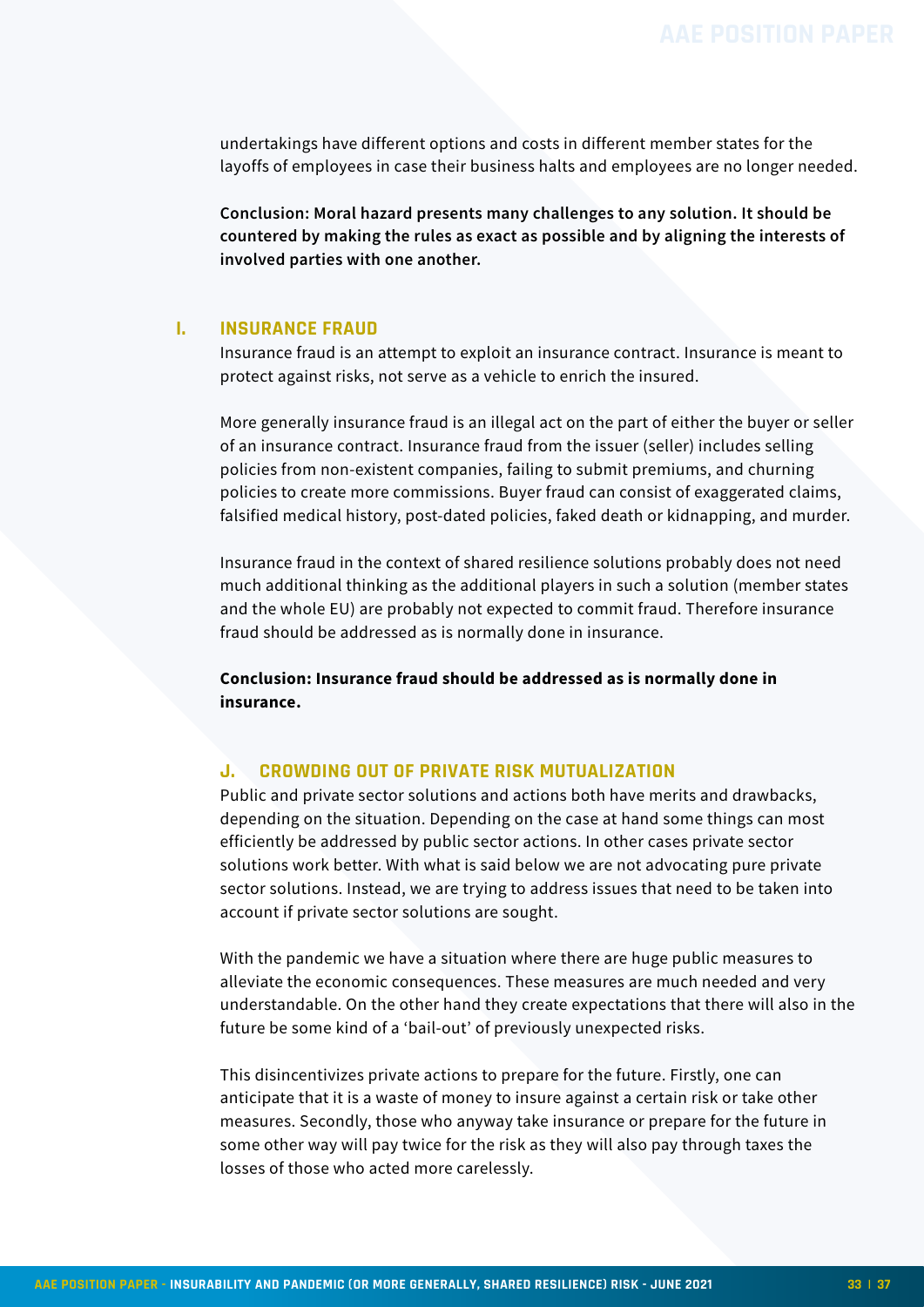undertakings have different options and costs in different member states for the layoffs of employees in case their business halts and employees are no longer needed.

**Conclusion: Moral hazard presents many challenges to any solution. It should be countered by making the rules as exact as possible and by aligning the interests of involved parties with one another.**

## I. INSURANCE FRAUD

Insurance fraud is an attempt to exploit an insurance contract. Insurance is meant to protect against risks, not serve as a vehicle to enrich the insured.

More generally insurance fraud is an illegal act on the part of either the buyer or seller of an insurance contract. Insurance fraud from the issuer (seller) includes selling policies from non-existent companies, failing to submit premiums, and churning policies to create more commissions. Buyer fraud can consist of exaggerated claims, falsified medical history, post-dated policies, faked death or kidnapping, and murder.

Insurance fraud in the context of shared resilience solutions probably does not need much additional thinking as the additional players in such a solution (member states and the whole EU) are probably not expected to commit fraud. Therefore insurance fraud should be addressed as is normally done in insurance.

**Conclusion: Insurance fraud should be addressed as is normally done in insurance.**

## J. CROWDING OUT OF PRIVATE RISK MUTUALIZATION

Public and private sector solutions and actions both have merits and drawbacks, depending on the situation. Depending on the case at hand some things can most efficiently be addressed by public sector actions. In other cases private sector solutions work better. With what is said below we are not advocating pure private sector solutions. Instead, we are trying to address issues that need to be taken into account if private sector solutions are sought.

With the pandemic we have a situation where there are huge public measures to alleviate the economic consequences. These measures are much needed and very understandable. On the other hand they create expectations that there will also in the future be some kind of a 'bail-out' of previously unexpected risks.

This disincentivizes private actions to prepare for the future. Firstly, one can anticipate that it is a waste of money to insure against a certain risk or take other measures. Secondly, those who anyway take insurance or prepare for the future in some other way will pay twice for the risk as they will also pay through taxes the losses of those who acted more carelessly.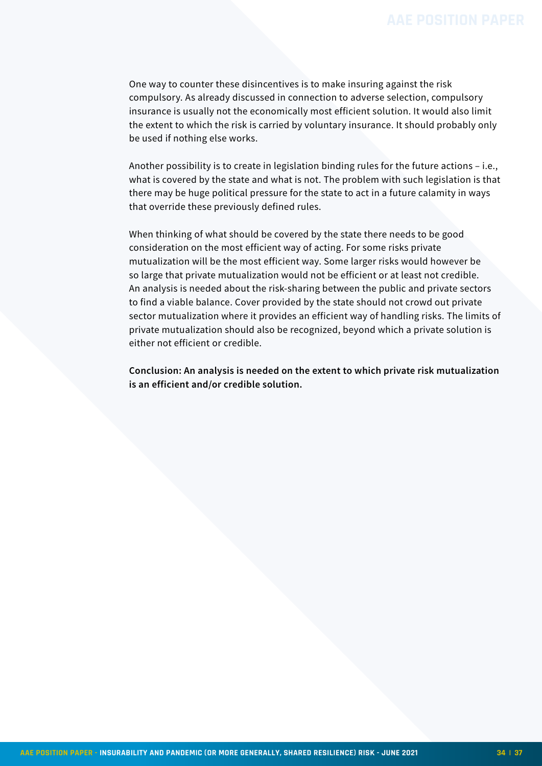One way to counter these disincentives is to make insuring against the risk compulsory. As already discussed in connection to adverse selection, compulsory insurance is usually not the economically most efficient solution. It would also limit the extent to which the risk is carried by voluntary insurance. It should probably only be used if nothing else works.

Another possibility is to create in legislation binding rules for the future actions – i.e., what is covered by the state and what is not. The problem with such legislation is that there may be huge political pressure for the state to act in a future calamity in ways that override these previously defined rules.

When thinking of what should be covered by the state there needs to be good consideration on the most efficient way of acting. For some risks private mutualization will be the most efficient way. Some larger risks would however be so large that private mutualization would not be efficient or at least not credible. An analysis is needed about the risk-sharing between the public and private sectors to find a viable balance. Cover provided by the state should not crowd out private sector mutualization where it provides an efficient way of handling risks. The limits of private mutualization should also be recognized, beyond which a private solution is either not efficient or credible.

**Conclusion: An analysis is needed on the extent to which private risk mutualization is an efficient and/or credible solution.**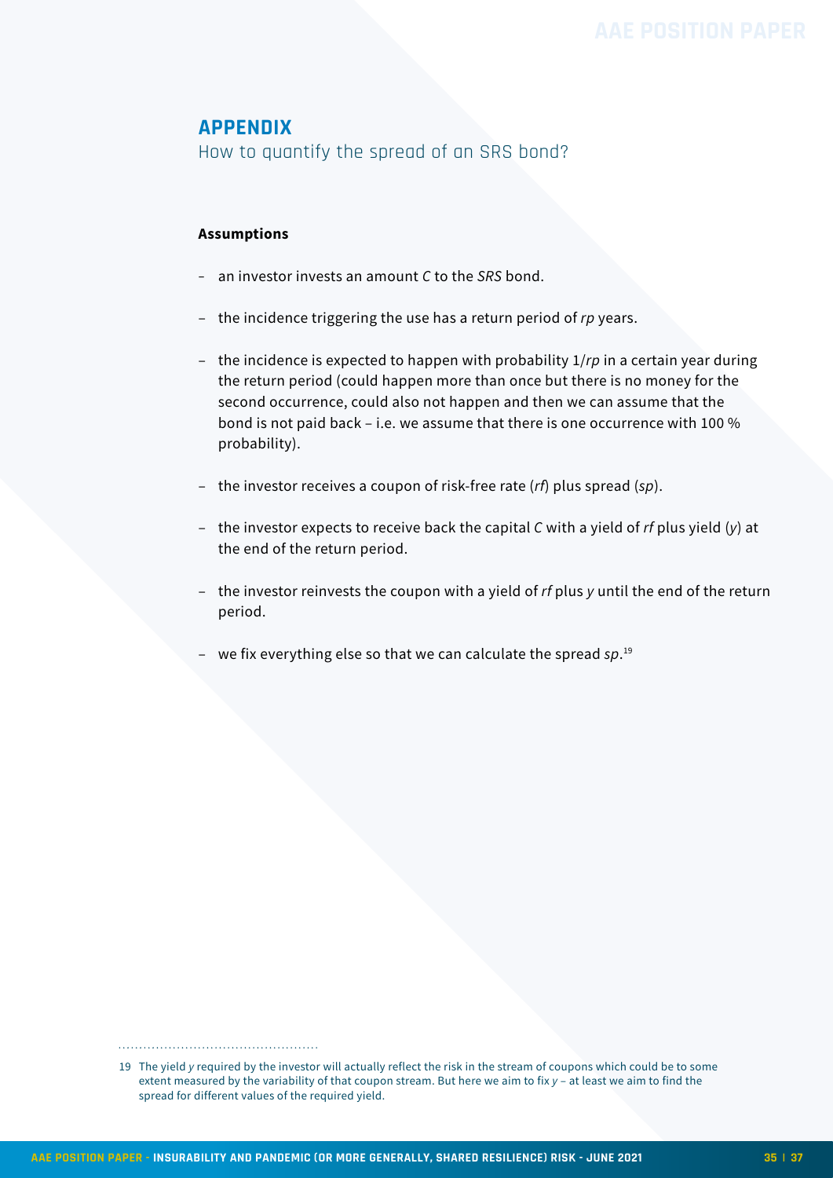## APPENDIX

How to quantify the spread of an SRS bond?

**Assumptions**

- an investor invests an amount $C$ to the *SRS* bond.
- the incidence triggering the use has a return period of $rp$ years.
- the incidence is expected to happen with probability $1/rp$ in a certain year during the return period (could happen more than once but there is no money for the second occurrence, could also not happen and then we can assume that the bond is not paid back – i.e. we assume that there is one occurrence with 100 % probability).
- the investor receives a coupon of risk-free rate ($rf$) plus spread ($sp$).
- the investor expects to receive back the capital $C$ with a yield of $rf$ plus yield ($y$) at the end of the return period.
- the investor reinvests the coupon with a yield of $rf$ plus $y$ until the end of the return period.
- we fix everything else so that we can calculate the spread $sp$.[19]

19 The yield $y$ required by the investor will actually reflect the risk in the stream of coupons which could be to some extent measured by the variability of that coupon stream. But here we aim to fix $y$ – at least we aim to find the spread for different values of the required yield.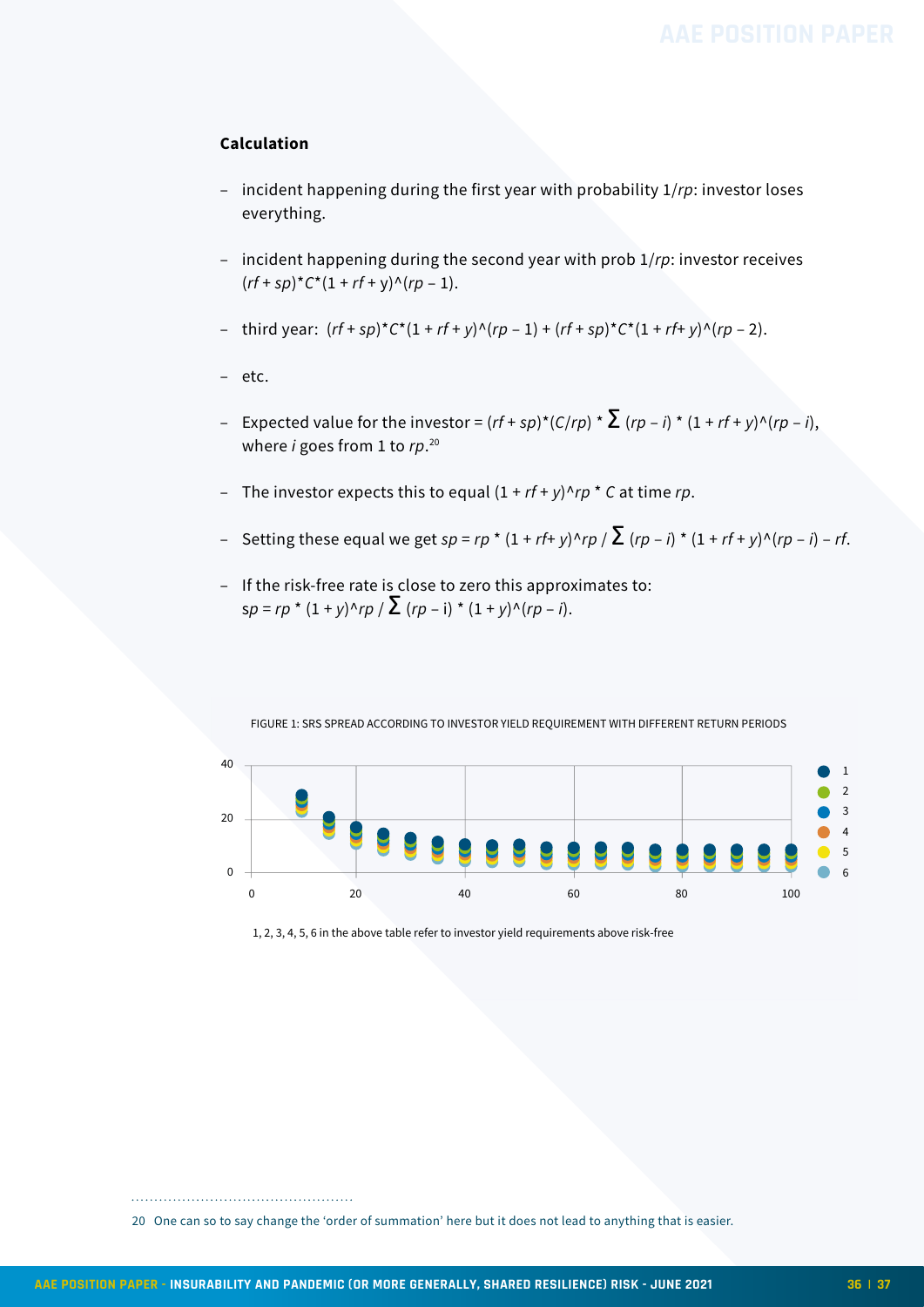**Calculation**

- incident happening during the first year with probability $1/rp$: investor loses everything.
- incident happening during the second year with prob $1/rp$: investor receives $(rf + sp)*C*(1 + rf + y)^{(rp - 1)}$.
- third year: $(rf + sp)*C*(1 + rf + y)^{(rp - 1)} + (rf + sp)*C*(1 + rf + y)^{(rp - 2)}$.
- etc.
- Expected value for the investor = $(rf + sp)*(C/rp) * \sum (rp - i) * (1 + rf + y)^{(rp - i)}$, where $i$ goes from 1 to $rp$.[20]
- The investor expects this to equal $(1 + rf + y)^{rp} * C$ at time $rp$.
- Setting these equal we get $sp = rp * (1 + rf + y)^{rp} / \sum (rp - i) * (1 + rf + y)^{(rp - i)} - rf$.
- If the risk-free rate is close to zero this approximates to: $sp = rp * (1 + y)^{rp} / \sum (rp - i) * (1 + y)^{(rp - i)}$.

FIGURE 1: SRS SPREAD ACCORDING TO INVESTOR YIELD REQUIREMENT WITH DIFFERENT RETURN PERIODS

1, 2, 3, 4, 5, 6 in the above table refer to investor yield requirements above risk-free

[20] One can so to say change the 'order of summation' here but it does not lead to anything that is easier.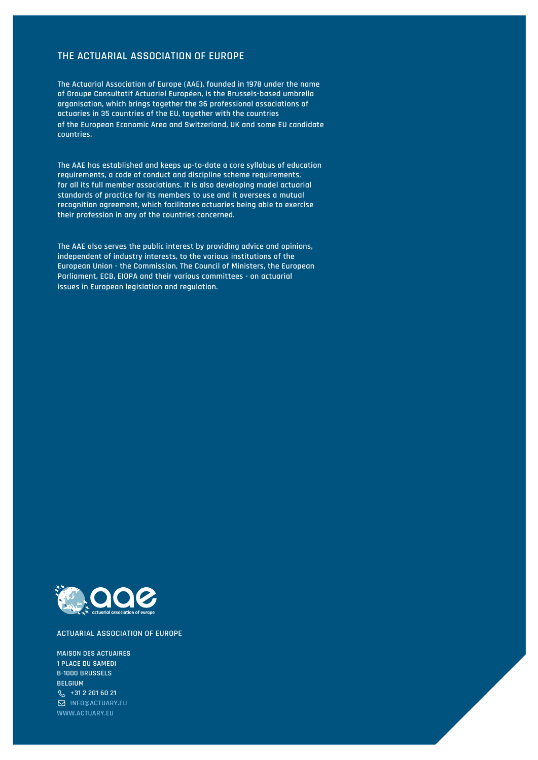## THE ACTUARIAL ASSOCIATION OF EUROPE

The Actuarial Association of Europe (AAE), founded in 1978 under the name of Groupe Consultatif Actuariel Européen, is the Brussels-based umbrella organisation, which brings together the 36 professional associations of actuaries in 35 countries of the EU, together with the countries of the European Economic Area and Switzerland, UK and some EU candidate countries.

The AAE has established and keeps up-to-date a core syllabus of education requirements, a code of conduct and discipline scheme requirements, for all its full member associations. It is also developing model actuarial standards of practice for its members to use and it oversees a mutual recognition agreement, which facilitates actuaries being able to exercise their profession in any of the countries concerned.

The AAE also serves the public interest by providing advice and opinions, independent of industry interests, to the various institutions of the European Union - the Commission, The Council of Ministers, the European Parliament, ECB, EIOPA and their various committees - on actuarial issues in European legislation and regulation.

aae
actuarial association of europe

ACTUARIAL ASSOCIATION OF EUROPE

MAISON DES ACTUAIRES
1 PLACE DU SAMEDI
B-1000 BRUSSELS
BELGIUM
+31 2 201 60 21
INFO@ACTUARY.EU
WWW.ACTUARY.EU